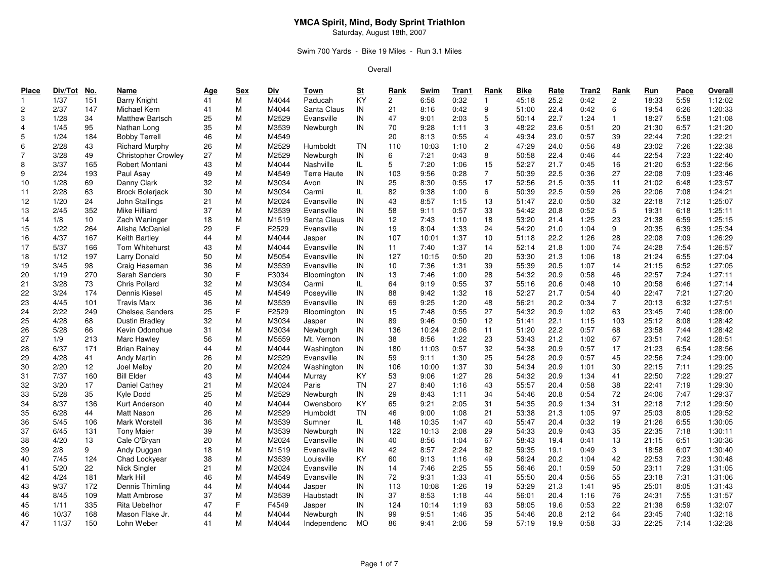# YMCA Spirit, Mind, Body Sprint Triathlon

Saturday, August 18th, 2007

Swim 700 Yards - Bike 19 Miles - Run 3.1 Miles

Overall

| Place | Div/Tot | No. | Name | Age | Sex | Div | Town | St | Rank | Swim | Tran1 | Rank | Bike | Rate | Tran2 | Rank | Run | Pace | Overall |
|---|---|---|---|---|---|---|---|---|---|---|---|---|---|---|---|---|---|---|---|
| 1 | 1/37 | 151 | Barry Knight | 41 | M | M4044 | Paducah | KY | 2 | 6:58 | 0:32 | 1 | 45:18 | 25.2 | 0:42 | 2 | 18:33 | 5:59 | 1:12:02 |
| 2 | 2/37 | 147 | Michael Kern | 41 | M | M4044 | Santa Claus | IN | 21 | 8:16 | 0:42 | 9 | 51:00 | 22.4 | 0:42 | 6 | 19:54 | 6:26 | 1:20:33 |
| 3 | 1/28 | 34 | Matthew Bartsch | 25 | M | M2529 | Evansville | IN | 47 | 9:01 | 2:03 | 5 | 50:14 | 22.7 | 1:24 | 1 | 18:27 | 5:58 | 1:21:08 |
| 4 | 1/45 | 95 | Nathan Long | 35 | M | M3539 | Newburgh | IN | 70 | 9:28 | 1:11 | 3 | 48:22 | 23.6 | 0:51 | 20 | 21:30 | 6:57 | 1:21:20 |
| 5 | 1/24 | 184 | Bobby Terrell | 46 | M | M4549 | | | 20 | 8:13 | 0:55 | 4 | 49:34 | 23.0 | 0:57 | 39 | 22:44 | 7:20 | 1:22:21 |
| 6 | 2/28 | 43 | Richard Murphy | 26 | M | M2529 | Humboldt | TN | 110 | 10:03 | 1:10 | 2 | 47:29 | 24.0 | 0:56 | 48 | 23:02 | 7:26 | 1:22:38 |
| 7 | 3/28 | 49 | Christopher Crowley | 27 | M | M2529 | Newburgh | IN | 6 | 7:21 | 0:43 | 8 | 50:58 | 22.4 | 0:46 | 44 | 22:54 | 7:23 | 1:22:40 |
| 8 | 3/37 | 165 | Robert Montani | 43 | M | M4044 | Nashville | IL | 5 | 7:20 | 1:06 | 15 | 52:27 | 21.7 | 0:45 | 16 | 21:20 | 6:53 | 1:22:56 |
| 9 | 2/24 | 193 | Paul Asay | 49 | M | M4549 | Terre Haute | IN | 103 | 9:56 | 0:28 | 7 | 50:39 | 22.5 | 0:36 | 27 | 22:08 | 7:09 | 1:23:46 |
| 10 | 1/28 | 69 | Danny Clark | 32 | M | M3034 | Avon | IN | 25 | 8:30 | 0:55 | 17 | 52:56 | 21.5 | 0:35 | 11 | 21:02 | 6:48 | 1:23:57 |
| 11 | 2/28 | 63 | Brock Bolerjack | 30 | M | M3034 | Carmi | IL | 82 | 9:38 | 1:00 | 6 | 50:39 | 22.5 | 0:59 | 26 | 22:06 | 7:08 | 1:24:21 |
| 12 | 1/20 | 24 | John Stallings | 21 | M | M2024 | Evansville | IN | 43 | 8:57 | 1:15 | 13 | 51:47 | 22.0 | 0:50 | 32 | 22:18 | 7:12 | 1:25:07 |
| 13 | 2/45 | 352 | Mike Hilliard | 37 | M | M3539 | Evansville | IN | 58 | 9:11 | 0:57 | 33 | 54:42 | 20.8 | 0:52 | 5 | 19:31 | 6:18 | 1:25:11 |
| 14 | 1/8 | 10 | Zach Waninger | 18 | M | M1519 | Santa Claus | IN | 12 | 7:43 | 1:10 | 18 | 53:20 | 21.4 | 1:25 | 23 | 21:38 | 6:59 | 1:25:15 |
| 15 | 1/22 | 264 | Alisha McDaniel | 29 | F | F2529 | Evansville | IN | 19 | 8:04 | 1:33 | 24 | 54:20 | 21.0 | 1:04 | 9 | 20:35 | 6:39 | 1:25:34 |
| 16 | 4/37 | 167 | Keith Bartley | 44 | M | M4044 | Jasper | IN | 107 | 10:01 | 1:37 | 10 | 51:18 | 22.2 | 1:26 | 28 | 22:08 | 7:09 | 1:26:29 |
| 17 | 5/37 | 166 | Tom Whitehurst | 43 | M | M4044 | Evansville | IN | 11 | 7:40 | 1:37 | 14 | 52:14 | 21.8 | 1:00 | 74 | 24:28 | 7:54 | 1:26:57 |
| 18 | 1/12 | 197 | Larry Donald | 50 | M | M5054 | Evansville | IN | 127 | 10:15 | 0:50 | 20 | 53:30 | 21.3 | 1:06 | 18 | 21:24 | 6:55 | 1:27:04 |
| 19 | 3/45 | 98 | Craig Haseman | 36 | M | M3539 | Evansville | IN | 10 | 7:36 | 1:31 | 39 | 55:39 | 20.5 | 1:07 | 14 | 21:15 | 6:52 | 1:27:05 |
| 20 | 1/19 | 270 | Sarah Sanders | 30 | F | F3034 | Bloomington | IN | 13 | 7:46 | 1:00 | 28 | 54:32 | 20.9 | 0:58 | 46 | 22:57 | 7:24 | 1:27:11 |
| 21 | 3/28 | 73 | Chris Pollard | 32 | M | M3034 | Carmi | IL | 64 | 9:19 | 0:55 | 37 | 55:16 | 20.6 | 0:48 | 10 | 20:58 | 6:46 | 1:27:14 |
| 22 | 3/24 | 174 | Dennis Kiesel | 45 | M | M4549 | Poseyville | IN | 88 | 9:42 | 1:32 | 16 | 52:27 | 21.7 | 0:54 | 40 | 22:47 | 7:21 | 1:27:20 |
| 23 | 4/45 | 101 | Travis Marx | 36 | M | M3539 | Evansville | IN | 69 | 9:25 | 1:20 | 48 | 56:21 | 20.2 | 0:34 | 7 | 20:13 | 6:32 | 1:27:51 |
| 24 | 2/22 | 249 | Chelsea Sanders | 25 | F | F2529 | Bloomington | IN | 15 | 7:48 | 0:55 | 27 | 54:32 | 20.9 | 1:02 | 63 | 23:45 | 7:40 | 1:28:00 |
| 25 | 4/28 | 68 | Dustin Bradley | 32 | M | M3034 | Jasper | IN | 89 | 9:46 | 0:50 | 12 | 51:41 | 22.1 | 1:15 | 103 | 25:12 | 8:08 | 1:28:42 |
| 26 | 5/28 | 66 | Kevin Odonohue | 31 | M | M3034 | Newburgh | IN | 136 | 10:24 | 2:06 | 11 | 51:20 | 22.2 | 0:57 | 68 | 23:58 | 7:44 | 1:28:42 |
| 27 | 1/9 | 213 | Marc Hawley | 56 | M | M5559 | Mt. Vernon | IN | 38 | 8:56 | 1:22 | 23 | 53:43 | 21.2 | 1:02 | 67 | 23:51 | 7:42 | 1:28:51 |
| 28 | 6/37 | 171 | Brian Rainey | 44 | M | M4044 | Washington | IN | 180 | 11:03 | 0:57 | 32 | 54:38 | 20.9 | 0:57 | 17 | 21:23 | 6:54 | 1:28:56 |
| 29 | 4/28 | 41 | Andy Martin | 26 | M | M2529 | Evansville | IN | 59 | 9:11 | 1:30 | 25 | 54:28 | 20.9 | 0:57 | 45 | 22:56 | 7:24 | 1:29:00 |
| 30 | 2/20 | 12 | Joel Melby | 20 | M | M2024 | Washington | IN | 106 | 10:00 | 1:37 | 30 | 54:34 | 20.9 | 1:01 | 30 | 22:15 | 7:11 | 1:29:25 |
| 31 | 7/37 | 160 | Bill Elder | 43 | M | M4044 | Murray | KY | 53 | 9:06 | 1:27 | 26 | 54:32 | 20.9 | 1:34 | 41 | 22:50 | 7:22 | 1:29:27 |
| 32 | 3/20 | 17 | Daniel Cathey | 21 | M | M2024 | Paris | TN | 27 | 8:40 | 1:16 | 43 | 55:57 | 20.4 | 0:58 | 38 | 22:41 | 7:19 | 1:29:30 |
| 33 | 5/28 | 35 | Kyle Dodd | 25 | M | M2529 | Newburgh | IN | 29 | 8:43 | 1:11 | 34 | 54:46 | 20.8 | 0:54 | 72 | 24:06 | 7:47 | 1:29:37 |
| 34 | 8/37 | 136 | Kurt Anderson | 40 | M | M4044 | Owensboro | KY | 65 | 9:21 | 2:05 | 31 | 54:35 | 20.9 | 1:34 | 31 | 22:18 | 7:12 | 1:29:50 |
| 35 | 6/28 | 44 | Matt Nason | 26 | M | M2529 | Humboldt | TN | 46 | 9:00 | 1:08 | 21 | 53:38 | 21.3 | 1:05 | 97 | 25:03 | 8:05 | 1:29:52 |
| 36 | 5/45 | 106 | Mark Worstell | 36 | M | M3539 | Sumner | IL | 148 | 10:35 | 1:47 | 40 | 55:47 | 20.4 | 0:32 | 19 | 21:26 | 6:55 | 1:30:05 |
| 37 | 6/45 | 131 | Tony Maier | 39 | M | M3539 | Newburgh | IN | 122 | 10:13 | 2:08 | 29 | 54:33 | 20.9 | 0:43 | 35 | 22:35 | 7:18 | 1:30:11 |
| 38 | 4/20 | 13 | Cale O'Bryan | 20 | M | M2024 | Evansville | IN | 40 | 8:56 | 1:04 | 67 | 58:43 | 19.4 | 0:41 | 13 | 21:15 | 6:51 | 1:30:36 |
| 39 | 2/8 | 9 | Andy Duggan | 18 | M | M1519 | Evansville | IN | 42 | 8:57 | 2:24 | 82 | 59:35 | 19.1 | 0:49 | 3 | 18:58 | 6:07 | 1:30:40 |
| 40 | 7/45 | 124 | Chad Lockyear | 38 | M | M3539 | Louisville | KY | 60 | 9:13 | 1:16 | 49 | 56:24 | 20.2 | 1:04 | 42 | 22:53 | 7:23 | 1:30:48 |
| 41 | 5/20 | 22 | Nick Singler | 21 | M | M2024 | Evansville | IN | 14 | 7:46 | 2:25 | 55 | 56:46 | 20.1 | 0:59 | 50 | 23:11 | 7:29 | 1:31:05 |
| 42 | 4/24 | 181 | Mark Hill | 46 | M | M4549 | Evansville | IN | 72 | 9:31 | 1:33 | 41 | 55:50 | 20.4 | 0:56 | 55 | 23:18 | 7:31 | 1:31:06 |
| 43 | 9/37 | 172 | Dennis Thimling | 44 | M | M4044 | Jasper | IN | 113 | 10:08 | 1:26 | 19 | 53:29 | 21.3 | 1:41 | 95 | 25:01 | 8:05 | 1:31:43 |
| 44 | 8/45 | 109 | Matt Ambrose | 37 | M | M3539 | Haubstadt | IN | 37 | 8:53 | 1:18 | 44 | 56:01 | 20.4 | 1:16 | 76 | 24:31 | 7:55 | 1:31:57 |
| 45 | 1/11 | 335 | Rita Uebelhor | 47 | F | F4549 | Jasper | IN | 124 | 10:14 | 1:19 | 63 | 58:05 | 19.6 | 0:53 | 22 | 21:38 | 6:59 | 1:32:07 |
| 46 | 10/37 | 168 | Mason Flake Jr. | 44 | M | M4044 | Newburgh | IN | 99 | 9:51 | 1:46 | 35 | 54:46 | 20.8 | 2:12 | 64 | 23:45 | 7:40 | 1:32:18 |
| 47 | 11/37 | 150 | Lohn Weber | 41 | M | M4044 | Independenc | MO | 86 | 9:41 | 2:06 | 59 | 57:19 | 19.9 | 0:58 | 33 | 22:25 | 7:14 | 1:32:28 |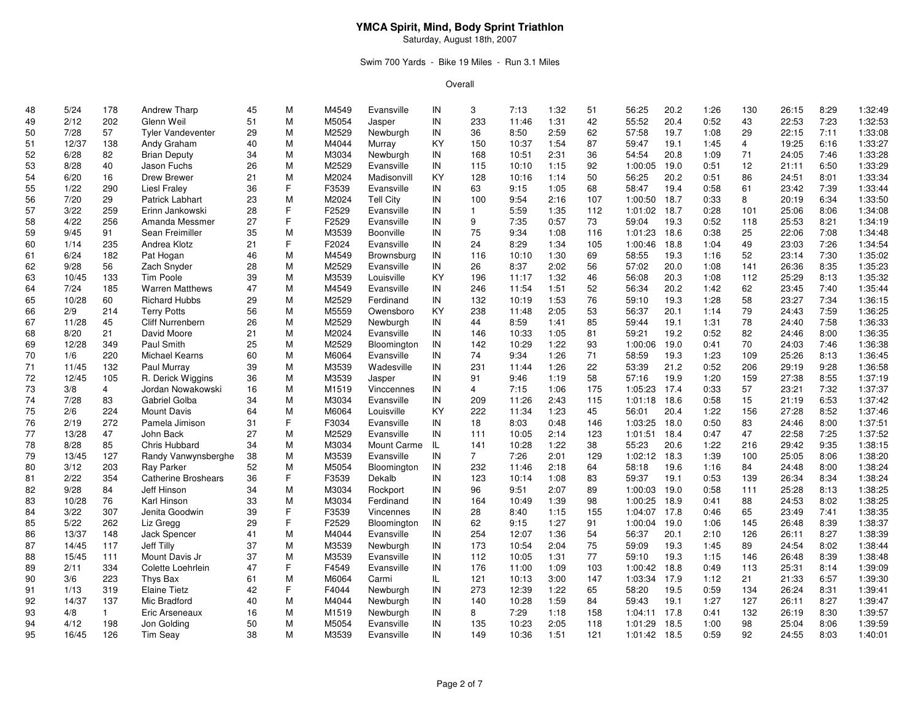# YMCA Spirit, Mind, Body Sprint Triathlon

Saturday, August 18th, 2007

Swim 700 Yards - Bike 19 Miles - Run 3.1 Miles

Overall

| | | | | | | | | | | | | | | | | | | | | |
|---|---|---|---|---|---|---|---|---|---|---|---|---|---|---|---|---|---|---|---|---|
| 48 | 5/24 | 178 | Andrew Tharp | 45 | M | M4549 | Evansville | IN | 3 | 7:13 | 1:32 | 51 | 56:25 | 20.2 | 1:26 | 130 | 26:15 | 8:29 | 1:32:49 |
| 49 | 2/12 | 202 | Glenn Weil | 51 | M | M5054 | Jasper | IN | 233 | 11:46 | 1:31 | 42 | 55:52 | 20.4 | 0:52 | 43 | 22:53 | 7:23 | 1:32:53 |
| 50 | 7/28 | 57 | Tyler Vandeventer | 29 | M | M2529 | Newburgh | IN | 36 | 8:50 | 2:59 | 62 | 57:58 | 19.7 | 1:08 | 29 | 22:15 | 7:11 | 1:33:08 |
| 51 | 12/37 | 138 | Andy Graham | 40 | M | M4044 | Murray | KY | 150 | 10:37 | 1:54 | 87 | 59:47 | 19.1 | 1:45 | 4 | 19:25 | 6:16 | 1:33:27 |
| 52 | 6/28 | 82 | Brian Deputy | 34 | M | M3034 | Newburgh | IN | 168 | 10:51 | 2:31 | 36 | 54:54 | 20.8 | 1:09 | 71 | 24:05 | 7:46 | 1:33:28 |
| 53 | 8/28 | 40 | Jason Fuchs | 26 | M | M2529 | Evansville | IN | 115 | 10:10 | 1:15 | 92 | 1:00:05 | 19.0 | 0:51 | 12 | 21:11 | 6:50 | 1:33:29 |
| 54 | 6/20 | 16 | Drew Brewer | 21 | M | M2024 | Madisonvill | KY | 128 | 10:16 | 1:14 | 50 | 56:25 | 20.2 | 0:51 | 86 | 24:51 | 8:01 | 1:33:34 |
| 55 | 1/22 | 290 | Liesl Fraley | 36 | F | F3539 | Evansville | IN | 63 | 9:15 | 1:05 | 68 | 58:47 | 19.4 | 0:58 | 61 | 23:42 | 7:39 | 1:33:44 |
| 56 | 7/20 | 29 | Patrick Labhart | 23 | M | M2024 | Tell City | IN | 100 | 9:54 | 2:16 | 107 | 1:00:50 | 18.7 | 0:33 | 8 | 20:19 | 6:34 | 1:33:50 |
| 57 | 3/22 | 259 | Erinn Jankowski | 28 | F | F2529 | Evansville | IN | 1 | 5:59 | 1:35 | 112 | 1:01:02 | 18.7 | 0:28 | 101 | 25:06 | 8:06 | 1:34:08 |
| 58 | 4/22 | 256 | Amanda Messmer | 27 | F | F2529 | Evansville | IN | 9 | 7:35 | 0:57 | 73 | 59:04 | 19.3 | 0:52 | 118 | 25:53 | 8:21 | 1:34:19 |
| 59 | 9/45 | 91 | Sean Freimiller | 35 | M | M3539 | Boonville | IN | 75 | 9:34 | 1:08 | 116 | 1:01:23 | 18.6 | 0:38 | 25 | 22:06 | 7:08 | 1:34:48 |
| 60 | 1/14 | 235 | Andrea Klotz | 21 | F | F2024 | Evansville | IN | 24 | 8:29 | 1:34 | 105 | 1:00:46 | 18.8 | 1:04 | 49 | 23:03 | 7:26 | 1:34:54 |
| 61 | 6/24 | 182 | Pat Hogan | 46 | M | M4549 | Brownsburg | IN | 116 | 10:10 | 1:30 | 69 | 58:55 | 19.3 | 1:16 | 52 | 23:14 | 7:30 | 1:35:02 |
| 62 | 9/28 | 56 | Zach Snyder | 28 | M | M2529 | Evansville | IN | 26 | 8:37 | 2:02 | 56 | 57:02 | 20.0 | 1:08 | 141 | 26:36 | 8:35 | 1:35:23 |
| 63 | 10/45 | 133 | Tim Poole | 39 | M | M3539 | Louisville | KY | 196 | 11:17 | 1:32 | 46 | 56:08 | 20.3 | 1:08 | 112 | 25:29 | 8:13 | 1:35:32 |
| 64 | 7/24 | 185 | Warren Matthews | 47 | M | M4549 | Evansville | IN | 246 | 11:54 | 1:51 | 52 | 56:34 | 20.2 | 1:42 | 62 | 23:45 | 7:40 | 1:35:44 |
| 65 | 10/28 | 60 | Richard Hubbs | 29 | M | M2529 | Ferdinand | IN | 132 | 10:19 | 1:53 | 76 | 59:10 | 19.3 | 1:28 | 58 | 23:27 | 7:34 | 1:36:15 |
| 66 | 2/9 | 214 | Terry Potts | 56 | M | M5559 | Owensboro | KY | 238 | 11:48 | 2:05 | 53 | 56:37 | 20.1 | 1:14 | 79 | 24:43 | 7:59 | 1:36:25 |
| 67 | 11/28 | 45 | Cliff Nurrenbern | 26 | M | M2529 | Newburgh | IN | 44 | 8:59 | 1:41 | 85 | 59:44 | 19.1 | 1:31 | 78 | 24:40 | 7:58 | 1:36:33 |
| 68 | 8/20 | 21 | David Moore | 21 | M | M2024 | Evansville | IN | 146 | 10:33 | 1:05 | 81 | 59:21 | 19.2 | 0:52 | 82 | 24:46 | 8:00 | 1:36:35 |
| 69 | 12/28 | 349 | Paul Smith | 25 | M | M2529 | Bloomington | IN | 142 | 10:29 | 1:22 | 93 | 1:00:06 | 19.0 | 0:41 | 70 | 24:03 | 7:46 | 1:36:38 |
| 70 | 1/6 | 220 | Michael Kearns | 60 | M | M6064 | Evansville | IN | 74 | 9:34 | 1:26 | 71 | 58:59 | 19.3 | 1:23 | 109 | 25:26 | 8:13 | 1:36:45 |
| 71 | 11/45 | 132 | Paul Murray | 39 | M | M3539 | Wadesville | IN | 231 | 11:44 | 1:26 | 22 | 53:39 | 21.2 | 0:52 | 206 | 29:19 | 9:28 | 1:36:58 |
| 72 | 12/45 | 105 | R. Derick Wiggins | 36 | M | M3539 | Jasper | IN | 91 | 9:46 | 1:19 | 58 | 57:16 | 19.9 | 1:20 | 159 | 27:38 | 8:55 | 1:37:19 |
| 73 | 3/8 | 4 | Jordan Nowakowski | 16 | M | M1519 | Vinccennes | IN | 4 | 7:15 | 1:06 | 175 | 1:05:23 | 17.4 | 0:33 | 57 | 23:21 | 7:32 | 1:37:37 |
| 74 | 7/28 | 83 | Gabriel Golba | 34 | M | M3034 | Evansville | IN | 209 | 11:26 | 2:43 | 115 | 1:01:18 | 18.6 | 0:58 | 15 | 21:19 | 6:53 | 1:37:42 |
| 75 | 2/6 | 224 | Mount Davis | 64 | M | M6064 | Louisville | KY | 222 | 11:34 | 1:23 | 45 | 56:01 | 20.4 | 1:22 | 156 | 27:28 | 8:52 | 1:37:46 |
| 76 | 2/19 | 272 | Pamela Jimison | 31 | F | F3034 | Evansville | IN | 18 | 8:03 | 0:48 | 146 | 1:03:25 | 18.0 | 0:50 | 83 | 24:46 | 8:00 | 1:37:51 |
| 77 | 13/28 | 47 | John Back | 27 | M | M2529 | Evansville | IN | 111 | 10:05 | 2:14 | 123 | 1:01:51 | 18.4 | 0:47 | 47 | 22:58 | 7:25 | 1:37:52 |
| 78 | 8/28 | 85 | Chris Hubbard | 34 | M | M3034 | Mount Carme | IL | 141 | 10:28 | 1:22 | 38 | 55:23 | 20.6 | 1:22 | 216 | 29:42 | 9:35 | 1:38:15 |
| 79 | 13/45 | 127 | Randy Vanwynsberghe | 38 | M | M3539 | Evansville | IN | 7 | 7:26 | 2:01 | 129 | 1:02:12 | 18.3 | 1:39 | 100 | 25:05 | 8:06 | 1:38:20 |
| 80 | 3/12 | 203 | Ray Parker | 52 | M | M5054 | Bloomington | IN | 232 | 11:46 | 2:18 | 64 | 58:18 | 19.6 | 1:16 | 84 | 24:48 | 8:00 | 1:38:24 |
| 81 | 2/22 | 354 | Catherine Broshears | 36 | F | F3539 | Dekalb | IN | 123 | 10:14 | 1:08 | 83 | 59:37 | 19.1 | 0:53 | 139 | 26:34 | 8:34 | 1:38:24 |
| 82 | 9/28 | 84 | Jeff Hinson | 34 | M | M3034 | Rockport | IN | 96 | 9:51 | 2:07 | 89 | 1:00:03 | 19.0 | 0:58 | 111 | 25:28 | 8:13 | 1:38:25 |
| 83 | 10/28 | 76 | Karl Hinson | 33 | M | M3034 | Ferdinand | IN | 164 | 10:49 | 1:39 | 98 | 1:00:25 | 18.9 | 0:41 | 88 | 24:53 | 8:02 | 1:38:25 |
| 84 | 3/22 | 307 | Jenita Goodwin | 39 | F | F3539 | Vincennes | IN | 28 | 8:40 | 1:15 | 155 | 1:04:07 | 17.8 | 0:46 | 65 | 23:49 | 7:41 | 1:38:35 |
| 85 | 5/22 | 262 | Liz Gregg | 29 | F | F2529 | Bloomington | IN | 62 | 9:15 | 1:27 | 91 | 1:00:04 | 19.0 | 1:06 | 145 | 26:48 | 8:39 | 1:38:37 |
| 86 | 13/37 | 148 | Jack Spencer | 41 | M | M4044 | Evansville | IN | 254 | 12:07 | 1:36 | 54 | 56:37 | 20.1 | 2:10 | 126 | 26:11 | 8:27 | 1:38:39 |
| 87 | 14/45 | 117 | Jeff Tilly | 37 | M | M3539 | Newburgh | IN | 173 | 10:54 | 2:04 | 75 | 59:09 | 19.3 | 1:45 | 89 | 24:54 | 8:02 | 1:38:44 |
| 88 | 15/45 | 111 | Mount Davis Jr | 37 | M | M3539 | Evansville | IN | 112 | 10:05 | 1:31 | 77 | 59:10 | 19.3 | 1:15 | 146 | 26:48 | 8:39 | 1:38:48 |
| 89 | 2/11 | 334 | Colette Loehrlein | 47 | F | F4549 | Evansville | IN | 176 | 11:00 | 1:09 | 103 | 1:00:42 | 18.8 | 0:49 | 113 | 25:31 | 8:14 | 1:39:09 |
| 90 | 3/6 | 223 | Thys Bax | 61 | M | M6064 | Carmi | IL | 121 | 10:13 | 3:00 | 147 | 1:03:34 | 17.9 | 1:12 | 21 | 21:33 | 6:57 | 1:39:30 |
| 91 | 1/13 | 319 | Elaine Tietz | 42 | F | F4044 | Newburgh | IN | 273 | 12:39 | 1:22 | 65 | 58:20 | 19.5 | 0:59 | 134 | 26:24 | 8:31 | 1:39:41 |
| 92 | 14/37 | 137 | Mic Bradford | 40 | M | M4044 | Newburgh | IN | 140 | 10:28 | 1:59 | 84 | 59:43 | 19.1 | 1:27 | 127 | 26:11 | 8:27 | 1:39:47 |
| 93 | 4/8 | 1 | Eric Arseneaux | 16 | M | M1519 | Newburgh | IN | 8 | 7:29 | 1:18 | 158 | 1:04:11 | 17.8 | 0:41 | 132 | 26:19 | 8:30 | 1:39:57 |
| 94 | 4/12 | 198 | Jon Golding | 50 | M | M5054 | Evansville | IN | 135 | 10:23 | 2:05 | 118 | 1:01:29 | 18.5 | 1:00 | 98 | 25:04 | 8:06 | 1:39:59 |
| 95 | 16/45 | 126 | Tim Seay | 38 | M | M3539 | Evansville | IN | 149 | 10:36 | 1:51 | 121 | 1:01:42 | 18.5 | 0:59 | 92 | 24:55 | 8:03 | 1:40:01 |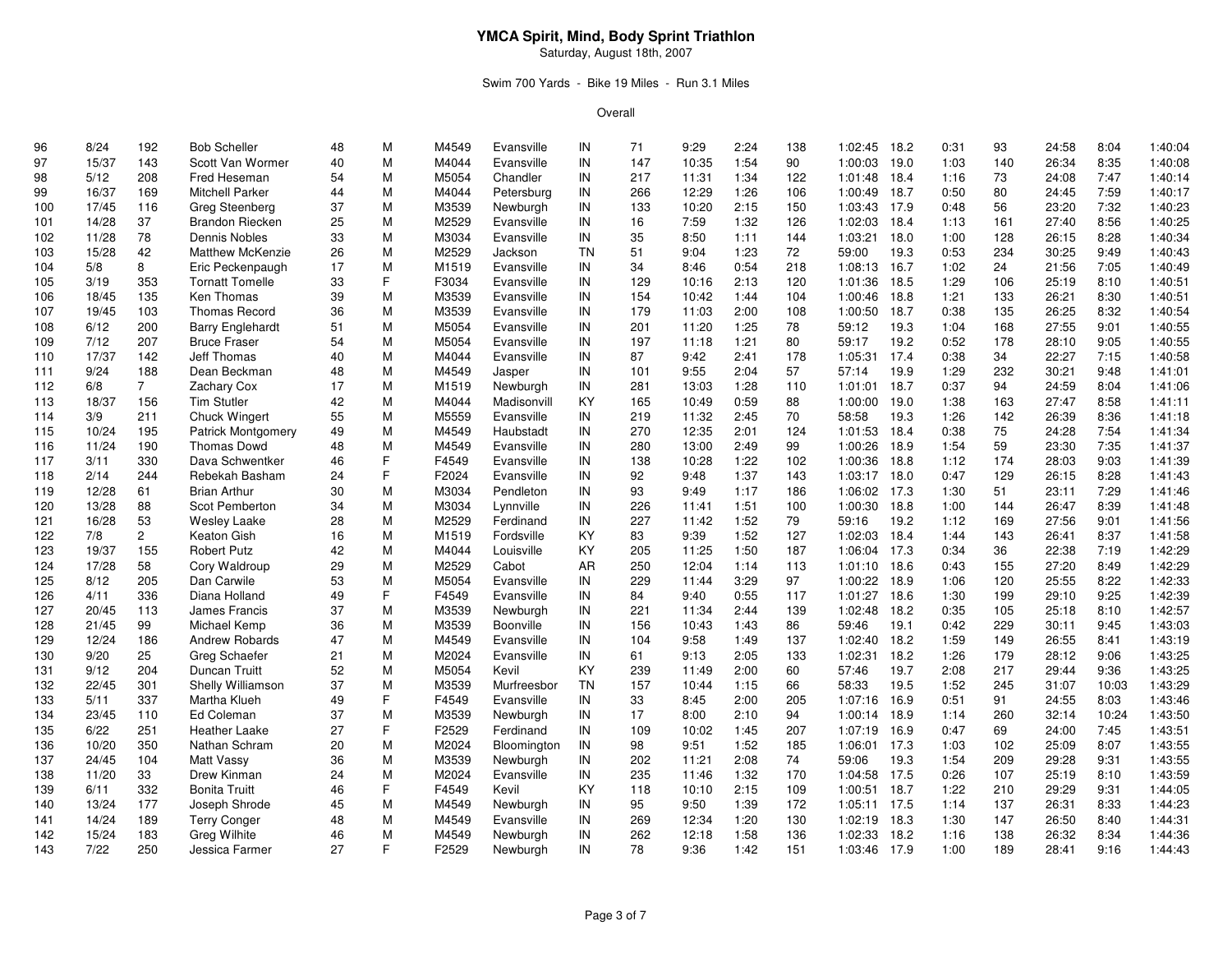# YMCA Spirit, Mind, Body Sprint Triathlon

Saturday, August 18th, 2007

Swim 700 Yards - Bike 19 Miles - Run 3.1 Miles

Overall

| | | | | | | | | | | | | | | | | | | | | |
|---|---|---|---|---|---|---|---|---|---|---|---|---|---|---|---|---|---|---|---|---|
| 96 | 8/24 | 192 | Bob Scheller | 48 | M | M4549 | Evansville | IN | 71 | 9:29 | 2:24 | 138 | 1:02:45 | 18.2 | 0:31 | 93 | 24:58 | 8:04 | 1:40:04 |
| 97 | 15/37 | 143 | Scott Van Wormer | 40 | M | M4044 | Evansville | IN | 147 | 10:35 | 1:54 | 90 | 1:00:03 | 19.0 | 1:03 | 140 | 26:34 | 8:35 | 1:40:08 |
| 98 | 5/12 | 208 | Fred Heseman | 54 | M | M5054 | Chandler | IN | 217 | 11:31 | 1:34 | 122 | 1:01:48 | 18.4 | 1:16 | 73 | 24:08 | 7:47 | 1:40:14 |
| 99 | 16/37 | 169 | Mitchell Parker | 44 | M | M4044 | Petersburg | IN | 266 | 12:29 | 1:26 | 106 | 1:00:49 | 18.7 | 0:50 | 80 | 24:45 | 7:59 | 1:40:17 |
| 100 | 17/45 | 116 | Greg Steenberg | 37 | M | M3539 | Newburgh | IN | 133 | 10:20 | 2:15 | 150 | 1:03:43 | 17.9 | 0:48 | 56 | 23:20 | 7:32 | 1:40:23 |
| 101 | 14/28 | 37 | Brandon Riecken | 25 | M | M2529 | Evansville | IN | 16 | 7:59 | 1:32 | 126 | 1:02:03 | 18.4 | 1:13 | 161 | 27:40 | 8:56 | 1:40:25 |
| 102 | 11/28 | 78 | Dennis Nobles | 33 | M | M3034 | Evansville | IN | 35 | 8:50 | 1:11 | 144 | 1:03:21 | 18.0 | 1:00 | 128 | 26:15 | 8:28 | 1:40:34 |
| 103 | 15/28 | 42 | Matthew McKenzie | 26 | M | M2529 | Jackson | TN | 51 | 9:04 | 1:23 | 72 | 59:00 | 19.3 | 0:53 | 234 | 30:25 | 9:49 | 1:40:43 |
| 104 | 5/8 | 8 | Eric Peckenpaugh | 17 | M | M1519 | Evansville | IN | 34 | 8:46 | 0:54 | 218 | 1:08:13 | 16.7 | 1:02 | 24 | 21:56 | 7:05 | 1:40:49 |
| 105 | 3/19 | 353 | Tornatt Tomelle | 33 | F | F3034 | Evansville | IN | 129 | 10:16 | 2:13 | 120 | 1:01:36 | 18.5 | 1:29 | 106 | 25:19 | 8:10 | 1:40:51 |
| 106 | 18/45 | 135 | Ken Thomas | 39 | M | M3539 | Evansville | IN | 154 | 10:42 | 1:44 | 104 | 1:00:46 | 18.8 | 1:21 | 133 | 26:21 | 8:30 | 1:40:51 |
| 107 | 19/45 | 103 | Thomas Record | 36 | M | M3539 | Evansville | IN | 179 | 11:03 | 2:00 | 108 | 1:00:50 | 18.7 | 0:38 | 135 | 26:25 | 8:32 | 1:40:54 |
| 108 | 6/12 | 200 | Barry Englehardt | 51 | M | M5054 | Evansville | IN | 201 | 11:20 | 1:25 | 78 | 59:12 | 19.3 | 1:04 | 168 | 27:55 | 9:01 | 1:40:55 |
| 109 | 7/12 | 207 | Bruce Fraser | 54 | M | M5054 | Evansville | IN | 197 | 11:18 | 1:21 | 80 | 59:17 | 19.2 | 0:52 | 178 | 28:10 | 9:05 | 1:40:55 |
| 110 | 17/37 | 142 | Jeff Thomas | 40 | M | M4044 | Evansville | IN | 87 | 9:42 | 2:41 | 178 | 1:05:31 | 17.4 | 0:38 | 34 | 22:27 | 7:15 | 1:40:58 |
| 111 | 9/24 | 188 | Dean Beckman | 48 | M | M4549 | Jasper | IN | 101 | 9:55 | 2:04 | 57 | 57:14 | 19.9 | 1:29 | 232 | 30:21 | 9:48 | 1:41:01 |
| 112 | 6/8 | 7 | Zachary Cox | 17 | M | M1519 | Newburgh | IN | 281 | 13:03 | 1:28 | 110 | 1:01:01 | 18.7 | 0:37 | 94 | 24:59 | 8:04 | 1:41:06 |
| 113 | 18/37 | 156 | Tim Stutler | 42 | M | M4044 | Madisonvill | KY | 165 | 10:49 | 0:59 | 88 | 1:00:00 | 19.0 | 1:38 | 163 | 27:47 | 8:58 | 1:41:11 |
| 114 | 3/9 | 211 | Chuck Wingert | 55 | M | M5559 | Evansville | IN | 219 | 11:32 | 2:45 | 70 | 58:58 | 19.3 | 1:26 | 142 | 26:39 | 8:36 | 1:41:18 |
| 115 | 10/24 | 195 | Patrick Montgomery | 49 | M | M4549 | Haubstadt | IN | 270 | 12:35 | 2:01 | 124 | 1:01:53 | 18.4 | 0:38 | 75 | 24:28 | 7:54 | 1:41:34 |
| 116 | 11/24 | 190 | Thomas Dowd | 48 | M | M4549 | Evansville | IN | 280 | 13:00 | 2:49 | 99 | 1:00:26 | 18.9 | 1:54 | 59 | 23:30 | 7:35 | 1:41:37 |
| 117 | 3/11 | 330 | Dava Schwentker | 46 | F | F4549 | Evansville | IN | 138 | 10:28 | 1:22 | 102 | 1:00:36 | 18.8 | 1:12 | 174 | 28:03 | 9:03 | 1:41:39 |
| 118 | 2/14 | 244 | Rebekah Basham | 24 | F | F2024 | Evansville | IN | 92 | 9:48 | 1:37 | 143 | 1:03:17 | 18.0 | 0:47 | 129 | 26:15 | 8:28 | 1:41:43 |
| 119 | 12/28 | 61 | Brian Arthur | 30 | M | M3034 | Pendleton | IN | 93 | 9:49 | 1:17 | 186 | 1:06:02 | 17.3 | 1:30 | 51 | 23:11 | 7:29 | 1:41:46 |
| 120 | 13/28 | 88 | Scot Pemberton | 34 | M | M3034 | Lynnville | IN | 226 | 11:41 | 1:51 | 100 | 1:00:30 | 18.8 | 1:00 | 144 | 26:47 | 8:39 | 1:41:48 |
| 121 | 16/28 | 53 | Wesley Laake | 28 | M | M2529 | Ferdinand | IN | 227 | 11:42 | 1:52 | 79 | 59:16 | 19.2 | 1:12 | 169 | 27:56 | 9:01 | 1:41:56 |
| 122 | 7/8 | 2 | Keaton Gish | 16 | M | M1519 | Fordsville | KY | 83 | 9:39 | 1:52 | 127 | 1:02:03 | 18.4 | 1:44 | 143 | 26:41 | 8:37 | 1:41:58 |
| 123 | 19/37 | 155 | Robert Putz | 42 | M | M4044 | Louisville | KY | 205 | 11:25 | 1:50 | 187 | 1:06:04 | 17.3 | 0:34 | 36 | 22:38 | 7:19 | 1:42:29 |
| 124 | 17/28 | 58 | Cory Waldroup | 29 | M | M2529 | Cabot | AR | 250 | 12:04 | 1:14 | 113 | 1:01:10 | 18.6 | 0:43 | 155 | 27:20 | 8:49 | 1:42:29 |
| 125 | 8/12 | 205 | Dan Carwile | 53 | M | M5054 | Evansville | IN | 229 | 11:44 | 3:29 | 97 | 1:00:22 | 18.9 | 1:06 | 120 | 25:55 | 8:22 | 1:42:33 |
| 126 | 4/11 | 336 | Diana Holland | 49 | F | F4549 | Evansville | IN | 84 | 9:40 | 0:55 | 117 | 1:01:27 | 18.6 | 1:30 | 199 | 29:10 | 9:25 | 1:42:39 |
| 127 | 20/45 | 113 | James Francis | 37 | M | M3539 | Newburgh | IN | 221 | 11:34 | 2:44 | 139 | 1:02:48 | 18.2 | 0:35 | 105 | 25:18 | 8:10 | 1:42:57 |
| 128 | 21/45 | 99 | Michael Kemp | 36 | M | M3539 | Boonville | IN | 156 | 10:43 | 1:43 | 86 | 59:46 | 19.1 | 0:42 | 229 | 30:11 | 9:45 | 1:43:03 |
| 129 | 12/24 | 186 | Andrew Robards | 47 | M | M4549 | Evansville | IN | 104 | 9:58 | 1:49 | 137 | 1:02:40 | 18.2 | 1:59 | 149 | 26:55 | 8:41 | 1:43:19 |
| 130 | 9/20 | 25 | Greg Schaefer | 21 | M | M2024 | Evansville | IN | 61 | 9:13 | 2:05 | 133 | 1:02:31 | 18.2 | 1:26 | 179 | 28:12 | 9:06 | 1:43:25 |
| 131 | 9/12 | 204 | Duncan Truitt | 52 | M | M5054 | Kevil | KY | 239 | 11:49 | 2:00 | 60 | 57:46 | 19.7 | 2:08 | 217 | 29:44 | 9:36 | 1:43:25 |
| 132 | 22/45 | 301 | Shelly Williamson | 37 | M | M3539 | Murfreesbor | TN | 157 | 10:44 | 1:15 | 66 | 58:33 | 19.5 | 1:52 | 245 | 31:07 | 10:03 | 1:43:29 |
| 133 | 5/11 | 337 | Martha Klueh | 49 | F | F4549 | Evansville | IN | 33 | 8:45 | 2:00 | 205 | 1:07:16 | 16.9 | 0:51 | 91 | 24:55 | 8:03 | 1:43:46 |
| 134 | 23/45 | 110 | Ed Coleman | 37 | M | M3539 | Newburgh | IN | 17 | 8:00 | 2:10 | 94 | 1:00:14 | 18.9 | 1:14 | 260 | 32:14 | 10:24 | 1:43:50 |
| 135 | 6/22 | 251 | Heather Laake | 27 | F | F2529 | Ferdinand | IN | 109 | 10:02 | 1:45 | 207 | 1:07:19 | 16.9 | 0:47 | 69 | 24:00 | 7:45 | 1:43:51 |
| 136 | 10/20 | 350 | Nathan Schram | 20 | M | M2024 | Bloomington | IN | 98 | 9:51 | 1:52 | 185 | 1:06:01 | 17.3 | 1:03 | 102 | 25:09 | 8:07 | 1:43:55 |
| 137 | 24/45 | 104 | Matt Vassy | 36 | M | M3539 | Newburgh | IN | 202 | 11:21 | 2:08 | 74 | 59:06 | 19.3 | 1:54 | 209 | 29:28 | 9:31 | 1:43:55 |
| 138 | 11/20 | 33 | Drew Kinman | 24 | M | M2024 | Evansville | IN | 235 | 11:46 | 1:32 | 170 | 1:04:58 | 17.5 | 0:26 | 107 | 25:19 | 8:10 | 1:43:59 |
| 139 | 6/11 | 332 | Bonita Truitt | 46 | F | F4549 | Kevil | KY | 118 | 10:10 | 2:15 | 109 | 1:00:51 | 18.7 | 1:22 | 210 | 29:29 | 9:31 | 1:44:05 |
| 140 | 13/24 | 177 | Joseph Shrode | 45 | M | M4549 | Newburgh | IN | 95 | 9:50 | 1:39 | 172 | 1:05:11 | 17.5 | 1:14 | 137 | 26:31 | 8:33 | 1:44:23 |
| 141 | 14/24 | 189 | Terry Conger | 48 | M | M4549 | Evansville | IN | 269 | 12:34 | 1:20 | 130 | 1:02:19 | 18.3 | 1:30 | 147 | 26:50 | 8:40 | 1:44:31 |
| 142 | 15/24 | 183 | Greg Wilhite | 46 | M | M4549 | Newburgh | IN | 262 | 12:18 | 1:58 | 136 | 1:02:33 | 18.2 | 1:16 | 138 | 26:32 | 8:34 | 1:44:36 |
| 143 | 7/22 | 250 | Jessica Farmer | 27 | F | F2529 | Newburgh | IN | 78 | 9:36 | 1:42 | 151 | 1:03:46 | 17.9 | 1:00 | 189 | 28:41 | 9:16 | 1:44:43 |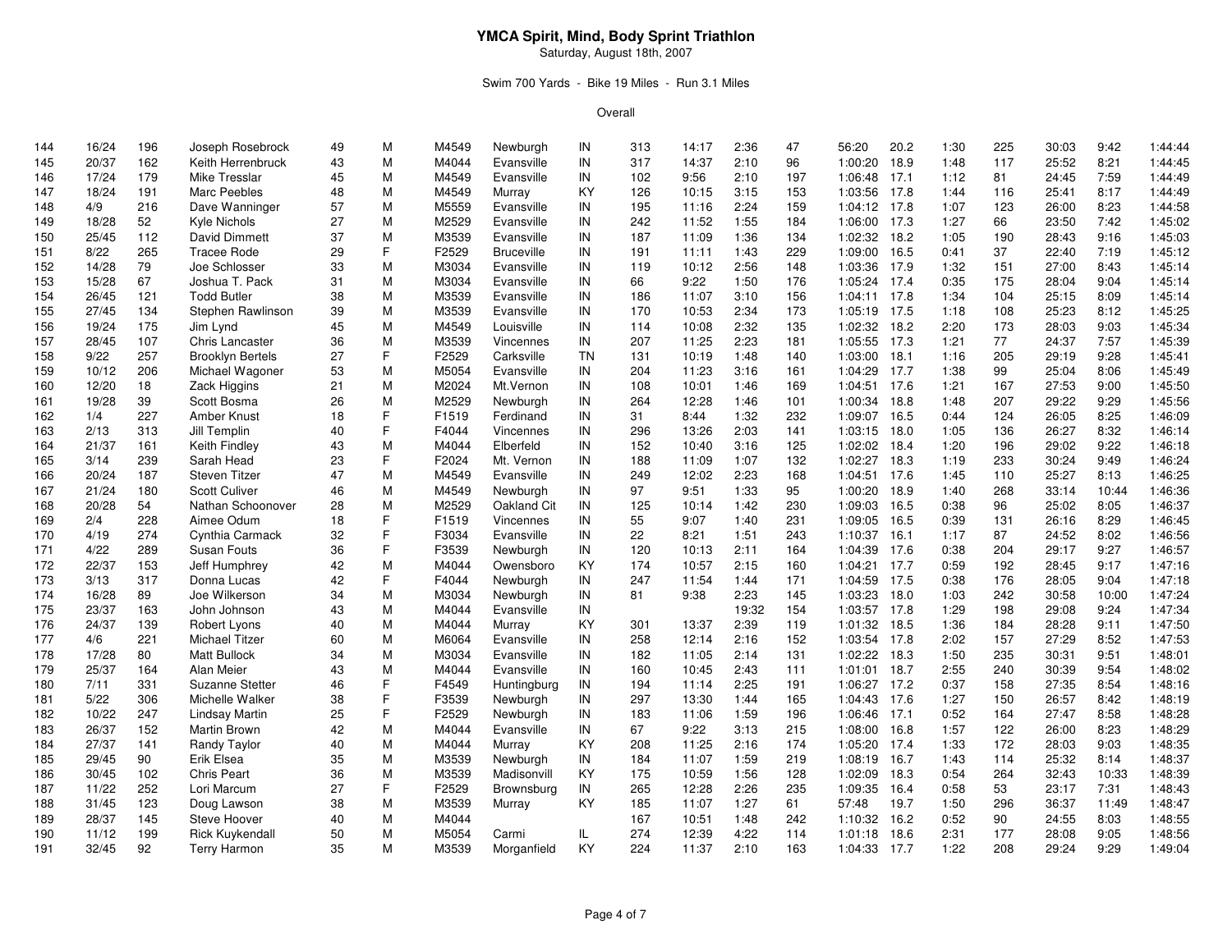# YMCA Spirit, Mind, Body Sprint Triathlon

Saturday, August 18th, 2007

Swim 700 Yards - Bike 19 Miles - Run 3.1 Miles

Overall

| | | | | | | | | | | | | | | | | | | | | |
|---|---|---|---|---|---|---|---|---|---|---|---|---|---|---|---|---|---|---|---|---|
| 144 | 16/24 | 196 | Joseph Rosebrock | 49 | M | M4549 | Newburgh | IN | 313 | 14:17 | 2:36 | 47 | 56:20 | 20.2 | 1:30 | 225 | 30:03 | 9:42 | 1:44:44 |
| 145 | 20/37 | 162 | Keith Herrenbruck | 43 | M | M4044 | Evansville | IN | 317 | 14:37 | 2:10 | 96 | 1:00:20 | 18.9 | 1:48 | 117 | 25:52 | 8:21 | 1:44:45 |
| 146 | 17/24 | 179 | Mike Tresslar | 45 | M | M4549 | Evansville | IN | 102 | 9:56 | 2:10 | 197 | 1:06:48 | 17.1 | 1:12 | 81 | 24:45 | 7:59 | 1:44:49 |
| 147 | 18/24 | 191 | Marc Peebles | 48 | M | M4549 | Murray | KY | 126 | 10:15 | 3:15 | 153 | 1:03:56 | 17.8 | 1:44 | 116 | 25:41 | 8:17 | 1:44:49 |
| 148 | 4/9 | 216 | Dave Wanninger | 57 | M | M5559 | Evansville | IN | 195 | 11:16 | 2:24 | 159 | 1:04:12 | 17.8 | 1:07 | 123 | 26:00 | 8:23 | 1:44:58 |
| 149 | 18/28 | 52 | Kyle Nichols | 27 | M | M2529 | Evansville | IN | 242 | 11:52 | 1:55 | 184 | 1:06:00 | 17.3 | 1:27 | 66 | 23:50 | 7:42 | 1:45:02 |
| 150 | 25/45 | 112 | David Dimmett | 37 | M | M3539 | Evansville | IN | 187 | 11:09 | 1:36 | 134 | 1:02:32 | 18.2 | 1:05 | 190 | 28:43 | 9:16 | 1:45:03 |
| 151 | 8/22 | 265 | Tracee Rode | 29 | F | F2529 | Bruceville | IN | 191 | 11:11 | 1:43 | 229 | 1:09:00 | 16.5 | 0:41 | 37 | 22:40 | 7:19 | 1:45:12 |
| 152 | 14/28 | 79 | Joe Schlosser | 33 | M | M3034 | Evansville | IN | 119 | 10:12 | 2:56 | 148 | 1:03:36 | 17.9 | 1:32 | 151 | 27:00 | 8:43 | 1:45:14 |
| 153 | 15/28 | 67 | Joshua T. Pack | 31 | M | M3034 | Evansville | IN | 66 | 9:22 | 1:50 | 176 | 1:05:24 | 17.4 | 0:35 | 175 | 28:04 | 9:04 | 1:45:14 |
| 154 | 26/45 | 121 | Todd Butler | 38 | M | M3539 | Evansville | IN | 186 | 11:07 | 3:10 | 156 | 1:04:11 | 17.8 | 1:34 | 104 | 25:15 | 8:09 | 1:45:14 |
| 155 | 27/45 | 134 | Stephen Rawlinson | 39 | M | M3539 | Evansville | IN | 170 | 10:53 | 2:34 | 173 | 1:05:19 | 17.5 | 1:18 | 108 | 25:23 | 8:12 | 1:45:25 |
| 156 | 19/24 | 175 | Jim Lynd | 45 | M | M4549 | Louisville | IN | 114 | 10:08 | 2:32 | 135 | 1:02:32 | 18.2 | 2:20 | 173 | 28:03 | 9:03 | 1:45:34 |
| 157 | 28/45 | 107 | Chris Lancaster | 36 | M | M3539 | Vincennes | IN | 207 | 11:25 | 2:23 | 181 | 1:05:55 | 17.3 | 1:21 | 77 | 24:37 | 7:57 | 1:45:39 |
| 158 | 9/22 | 257 | Brooklyn Bertels | 27 | F | F2529 | Carksville | TN | 131 | 10:19 | 1:48 | 140 | 1:03:00 | 18.1 | 1:16 | 205 | 29:19 | 9:28 | 1:45:41 |
| 159 | 10/12 | 206 | Michael Wagoner | 53 | M | M5054 | Evansville | IN | 204 | 11:23 | 3:16 | 161 | 1:04:29 | 17.7 | 1:38 | 99 | 25:04 | 8:06 | 1:45:49 |
| 160 | 12/20 | 18 | Zack Higgins | 21 | M | M2024 | Mt.Vernon | IN | 108 | 10:01 | 1:46 | 169 | 1:04:51 | 17.6 | 1:21 | 167 | 27:53 | 9:00 | 1:45:50 |
| 161 | 19/28 | 39 | Scott Bosma | 26 | M | M2529 | Newburgh | IN | 264 | 12:28 | 1:46 | 101 | 1:00:34 | 18.8 | 1:48 | 207 | 29:22 | 9:29 | 1:45:56 |
| 162 | 1/4 | 227 | Amber Knust | 18 | F | F1519 | Ferdinand | IN | 31 | 8:44 | 1:32 | 232 | 1:09:07 | 16.5 | 0:44 | 124 | 26:05 | 8:25 | 1:46:09 |
| 163 | 2/13 | 313 | Jill Templin | 40 | F | F4044 | Vincennes | IN | 296 | 13:26 | 2:03 | 141 | 1:03:15 | 18.0 | 1:05 | 136 | 26:27 | 8:32 | 1:46:14 |
| 164 | 21/37 | 161 | Keith Findley | 43 | M | M4044 | Elberfeld | IN | 152 | 10:40 | 3:16 | 125 | 1:02:02 | 18.4 | 1:20 | 196 | 29:02 | 9:22 | 1:46:18 |
| 165 | 3/14 | 239 | Sarah Head | 23 | F | F2024 | Mt. Vernon | IN | 188 | 11:09 | 1:07 | 132 | 1:02:27 | 18.3 | 1:19 | 233 | 30:24 | 9:49 | 1:46:24 |
| 166 | 20/24 | 187 | Steven Titzer | 47 | M | M4549 | Evansville | IN | 249 | 12:02 | 2:23 | 168 | 1:04:51 | 17.6 | 1:45 | 110 | 25:27 | 8:13 | 1:46:25 |
| 167 | 21/24 | 180 | Scott Culiver | 46 | M | M4549 | Newburgh | IN | 97 | 9:51 | 1:33 | 95 | 1:00:20 | 18.9 | 1:40 | 268 | 33:14 | 10:44 | 1:46:36 |
| 168 | 20/28 | 54 | Nathan Schoonover | 28 | M | M2529 | Oakland Cit | IN | 125 | 10:14 | 1:42 | 230 | 1:09:03 | 16.5 | 0:38 | 96 | 25:02 | 8:05 | 1:46:37 |
| 169 | 2/4 | 228 | Aimee Odum | 18 | F | F1519 | Vincennes | IN | 55 | 9:07 | 1:40 | 231 | 1:09:05 | 16.5 | 0:39 | 131 | 26:16 | 8:29 | 1:46:45 |
| 170 | 4/19 | 274 | Cynthia Carmack | 32 | F | F3034 | Evansville | IN | 22 | 8:21 | 1:51 | 243 | 1:10:37 | 16.1 | 1:17 | 87 | 24:52 | 8:02 | 1:46:56 |
| 171 | 4/22 | 289 | Susan Fouts | 36 | F | F3539 | Newburgh | IN | 120 | 10:13 | 2:11 | 164 | 1:04:39 | 17.6 | 0:38 | 204 | 29:17 | 9:27 | 1:46:57 |
| 172 | 22/37 | 153 | Jeff Humphrey | 42 | M | M4044 | Owensboro | KY | 174 | 10:57 | 2:15 | 160 | 1:04:21 | 17.7 | 0:59 | 192 | 28:45 | 9:17 | 1:47:16 |
| 173 | 3/13 | 317 | Donna Lucas | 42 | F | F4044 | Newburgh | IN | 247 | 11:54 | 1:44 | 171 | 1:04:59 | 17.5 | 0:38 | 176 | 28:05 | 9:04 | 1:47:18 |
| 174 | 16/28 | 89 | Joe Wilkerson | 34 | M | M3034 | Newburgh | IN | 81 | 9:38 | 2:23 | 145 | 1:03:23 | 18.0 | 1:03 | 242 | 30:58 | 10:00 | 1:47:24 |
| 175 | 23/37 | 163 | John Johnson | 43 | M | M4044 | Evansville | IN | | | 19:32 | 154 | 1:03:57 | 17.8 | 1:29 | 198 | 29:08 | 9:24 | 1:47:34 |
| 176 | 24/37 | 139 | Robert Lyons | 40 | M | M4044 | Murray | KY | 301 | 13:37 | 2:39 | 119 | 1:01:32 | 18.5 | 1:36 | 184 | 28:28 | 9:11 | 1:47:50 |
| 177 | 4/6 | 221 | Michael Titzer | 60 | M | M6064 | Evansville | IN | 258 | 12:14 | 2:16 | 152 | 1:03:54 | 17.8 | 2:02 | 157 | 27:29 | 8:52 | 1:47:53 |
| 178 | 17/28 | 80 | Matt Bullock | 34 | M | M3034 | Evansville | IN | 182 | 11:05 | 2:14 | 131 | 1:02:22 | 18.3 | 1:50 | 235 | 30:31 | 9:51 | 1:48:01 |
| 179 | 25/37 | 164 | Alan Meier | 43 | M | M4044 | Evansville | IN | 160 | 10:45 | 2:43 | 111 | 1:01:01 | 18.7 | 2:55 | 240 | 30:39 | 9:54 | 1:48:02 |
| 180 | 7/11 | 331 | Suzanne Stetter | 46 | F | F4549 | Huntingburg | IN | 194 | 11:14 | 2:25 | 191 | 1:06:27 | 17.2 | 0:37 | 158 | 27:35 | 8:54 | 1:48:16 |
| 181 | 5/22 | 306 | Michelle Walker | 38 | F | F3539 | Newburgh | IN | 297 | 13:30 | 1:44 | 165 | 1:04:43 | 17.6 | 1:27 | 150 | 26:57 | 8:42 | 1:48:19 |
| 182 | 10/22 | 247 | Lindsay Martin | 25 | F | F2529 | Newburgh | IN | 183 | 11:06 | 1:59 | 196 | 1:06:46 | 17.1 | 0:52 | 164 | 27:47 | 8:58 | 1:48:28 |
| 183 | 26/37 | 152 | Martin Brown | 42 | M | M4044 | Evansville | IN | 67 | 9:22 | 3:13 | 215 | 1:08:00 | 16.8 | 1:57 | 122 | 26:00 | 8:23 | 1:48:29 |
| 184 | 27/37 | 141 | Randy Taylor | 40 | M | M4044 | Murray | KY | 208 | 11:25 | 2:16 | 174 | 1:05:20 | 17.4 | 1:33 | 172 | 28:03 | 9:03 | 1:48:35 |
| 185 | 29/45 | 90 | Erik Elsea | 35 | M | M3539 | Newburgh | IN | 184 | 11:07 | 1:59 | 219 | 1:08:19 | 16.7 | 1:43 | 114 | 25:32 | 8:14 | 1:48:37 |
| 186 | 30/45 | 102 | Chris Peart | 36 | M | M3539 | Madisonvill | KY | 175 | 10:59 | 1:56 | 128 | 1:02:09 | 18.3 | 0:54 | 264 | 32:43 | 10:33 | 1:48:39 |
| 187 | 11/22 | 252 | Lori Marcum | 27 | F | F2529 | Brownsburg | IN | 265 | 12:28 | 2:26 | 235 | 1:09:35 | 16.4 | 0:58 | 53 | 23:17 | 7:31 | 1:48:43 |
| 188 | 31/45 | 123 | Doug Lawson | 38 | M | M3539 | Murray | KY | 185 | 11:07 | 1:27 | 61 | 57:48 | 19.7 | 1:50 | 296 | 36:37 | 11:49 | 1:48:47 |
| 189 | 28/37 | 145 | Steve Hoover | 40 | M | M4044 | | | 167 | 10:51 | 1:48 | 242 | 1:10:32 | 16.2 | 0:52 | 90 | 24:55 | 8:03 | 1:48:55 |
| 190 | 11/12 | 199 | Rick Kuykendall | 50 | M | M5054 | Carmi | IL | 274 | 12:39 | 4:22 | 114 | 1:01:18 | 18.6 | 2:31 | 177 | 28:08 | 9:05 | 1:48:56 |
| 191 | 32/45 | 92 | Terry Harmon | 35 | M | M3539 | Morganfield | KY | 224 | 11:37 | 2:10 | 163 | 1:04:33 | 17.7 | 1:22 | 208 | 29:24 | 9:29 | 1:49:04 |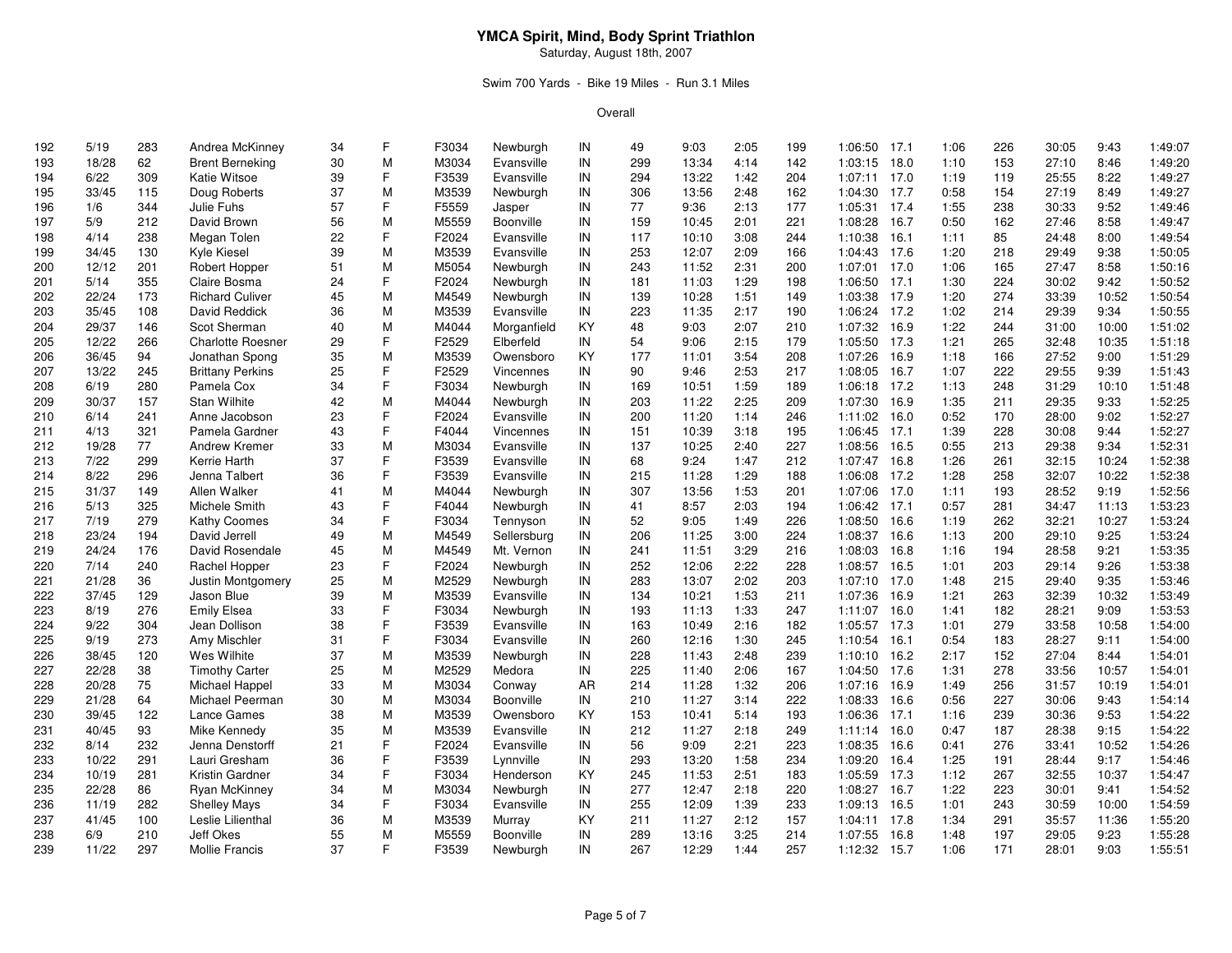# YMCA Spirit, Mind, Body Sprint Triathlon

Saturday, August 18th, 2007

Swim 700 Yards - Bike 19 Miles - Run 3.1 Miles

Overall

| | | | | | | | | | | | | | | | | | | | | |
|---|---|---|---|---|---|---|---|---|---|---|---|---|---|---|---|---|---|---|---|---|
| 192 | 5/19 | 283 | Andrea McKinney | 34 | F | F3034 | Newburgh | IN | 49 | 9:03 | 2:05 | 199 | 1:06:50 | 17.1 | 1:06 | 226 | 30:05 | 9:43 | 1:49:07 |
| 193 | 18/28 | 62 | Brent Berneking | 30 | M | M3034 | Evansville | IN | 299 | 13:34 | 4:14 | 142 | 1:03:15 | 18.0 | 1:10 | 153 | 27:10 | 8:46 | 1:49:20 |
| 194 | 6/22 | 309 | Katie Witsoe | 39 | F | F3539 | Evansville | IN | 294 | 13:22 | 1:42 | 204 | 1:07:11 | 17.0 | 1:19 | 119 | 25:55 | 8:22 | 1:49:27 |
| 195 | 33/45 | 115 | Doug Roberts | 37 | M | M3539 | Newburgh | IN | 306 | 13:56 | 2:48 | 162 | 1:04:30 | 17.7 | 0:58 | 154 | 27:19 | 8:49 | 1:49:27 |
| 196 | 1/6 | 344 | Julie Fuhs | 57 | F | F5559 | Jasper | IN | 77 | 9:36 | 2:13 | 177 | 1:05:31 | 17.4 | 1:55 | 238 | 30:33 | 9:52 | 1:49:46 |
| 197 | 5/9 | 212 | David Brown | 56 | M | M5559 | Boonville | IN | 159 | 10:45 | 2:01 | 221 | 1:08:28 | 16.7 | 0:50 | 162 | 27:46 | 8:58 | 1:49:47 |
| 198 | 4/14 | 238 | Megan Tolen | 22 | F | F2024 | Evansville | IN | 117 | 10:10 | 3:08 | 244 | 1:10:38 | 16.1 | 1:11 | 85 | 24:48 | 8:00 | 1:49:54 |
| 199 | 34/45 | 130 | Kyle Kiesel | 39 | M | M3539 | Evansville | IN | 253 | 12:07 | 2:09 | 166 | 1:04:43 | 17.6 | 1:20 | 218 | 29:49 | 9:38 | 1:50:05 |
| 200 | 12/12 | 201 | Robert Hopper | 51 | M | M5054 | Newburgh | IN | 243 | 11:52 | 2:31 | 200 | 1:07:01 | 17.0 | 1:06 | 165 | 27:47 | 8:58 | 1:50:16 |
| 201 | 5/14 | 355 | Claire Bosma | 24 | F | F2024 | Newburgh | IN | 181 | 11:03 | 1:29 | 198 | 1:06:50 | 17.1 | 1:30 | 224 | 30:02 | 9:42 | 1:50:52 |
| 202 | 22/24 | 173 | Richard Culiver | 45 | M | M4549 | Newburgh | IN | 139 | 10:28 | 1:51 | 149 | 1:03:38 | 17.9 | 1:20 | 274 | 33:39 | 10:52 | 1:50:54 |
| 203 | 35/45 | 108 | David Reddick | 36 | M | M3539 | Evansville | IN | 223 | 11:35 | 2:17 | 190 | 1:06:24 | 17.2 | 1:02 | 214 | 29:39 | 9:34 | 1:50:55 |
| 204 | 29/37 | 146 | Scot Sherman | 40 | M | M4044 | Morganfield | KY | 48 | 9:03 | 2:07 | 210 | 1:07:32 | 16.9 | 1:22 | 244 | 31:00 | 10:00 | 1:51:02 |
| 205 | 12/22 | 266 | Charlotte Roesner | 29 | F | F2529 | Elberfeld | IN | 54 | 9:06 | 2:15 | 179 | 1:05:50 | 17.3 | 1:21 | 265 | 32:48 | 10:35 | 1:51:18 |
| 206 | 36/45 | 94 | Jonathan Spong | 35 | M | M3539 | Owensboro | KY | 177 | 11:01 | 3:54 | 208 | 1:07:26 | 16.9 | 1:18 | 166 | 27:52 | 9:00 | 1:51:29 |
| 207 | 13/22 | 245 | Brittany Perkins | 25 | F | F2529 | Vincennes | IN | 90 | 9:46 | 2:53 | 217 | 1:08:05 | 16.7 | 1:07 | 222 | 29:55 | 9:39 | 1:51:43 |
| 208 | 6/19 | 280 | Pamela Cox | 34 | F | F3034 | Newburgh | IN | 169 | 10:51 | 1:59 | 189 | 1:06:18 | 17.2 | 1:13 | 248 | 31:29 | 10:10 | 1:51:48 |
| 209 | 30/37 | 157 | Stan Wilhite | 42 | M | M4044 | Newburgh | IN | 203 | 11:22 | 2:25 | 209 | 1:07:30 | 16.9 | 1:35 | 211 | 29:35 | 9:33 | 1:52:25 |
| 210 | 6/14 | 241 | Anne Jacobson | 23 | F | F2024 | Evansville | IN | 200 | 11:20 | 1:14 | 246 | 1:11:02 | 16.0 | 0:52 | 170 | 28:00 | 9:02 | 1:52:27 |
| 211 | 4/13 | 321 | Pamela Gardner | 43 | F | F4044 | Vincennes | IN | 151 | 10:39 | 3:18 | 195 | 1:06:45 | 17.1 | 1:39 | 228 | 30:08 | 9:44 | 1:52:27 |
| 212 | 19/28 | 77 | Andrew Kremer | 33 | M | M3034 | Evansville | IN | 137 | 10:25 | 2:40 | 227 | 1:08:56 | 16.5 | 0:55 | 213 | 29:38 | 9:34 | 1:52:31 |
| 213 | 7/22 | 299 | Kerrie Harth | 37 | F | F3539 | Evansville | IN | 68 | 9:24 | 1:47 | 212 | 1:07:47 | 16.8 | 1:26 | 261 | 32:15 | 10:24 | 1:52:38 |
| 214 | 8/22 | 296 | Jenna Talbert | 36 | F | F3539 | Evansville | IN | 215 | 11:28 | 1:29 | 188 | 1:06:08 | 17.2 | 1:28 | 258 | 32:07 | 10:22 | 1:52:38 |
| 215 | 31/37 | 149 | Allen Walker | 41 | M | M4044 | Newburgh | IN | 307 | 13:56 | 1:53 | 201 | 1:07:06 | 17.0 | 1:11 | 193 | 28:52 | 9:19 | 1:52:56 |
| 216 | 5/13 | 325 | Michele Smith | 43 | F | F4044 | Newburgh | IN | 41 | 8:57 | 2:03 | 194 | 1:06:42 | 17.1 | 0:57 | 281 | 34:47 | 11:13 | 1:53:23 |
| 217 | 7/19 | 279 | Kathy Coomes | 34 | F | F3034 | Tennyson | IN | 52 | 9:05 | 1:49 | 226 | 1:08:50 | 16.6 | 1:19 | 262 | 32:21 | 10:27 | 1:53:24 |
| 218 | 23/24 | 194 | David Jerrell | 49 | M | M4549 | Sellersburg | IN | 206 | 11:25 | 3:00 | 224 | 1:08:37 | 16.6 | 1:13 | 200 | 29:10 | 9:25 | 1:53:24 |
| 219 | 24/24 | 176 | David Rosendale | 45 | M | M4549 | Mt. Vernon | IN | 241 | 11:51 | 3:29 | 216 | 1:08:03 | 16.8 | 1:16 | 194 | 28:58 | 9:21 | 1:53:35 |
| 220 | 7/14 | 240 | Rachel Hopper | 23 | F | F2024 | Newburgh | IN | 252 | 12:06 | 2:22 | 228 | 1:08:57 | 16.5 | 1:01 | 203 | 29:14 | 9:26 | 1:53:38 |
| 221 | 21/28 | 36 | Justin Montgomery | 25 | M | M2529 | Newburgh | IN | 283 | 13:07 | 2:02 | 203 | 1:07:10 | 17.0 | 1:48 | 215 | 29:40 | 9:35 | 1:53:46 |
| 222 | 37/45 | 129 | Jason Blue | 39 | M | M3539 | Evansville | IN | 134 | 10:21 | 1:53 | 211 | 1:07:36 | 16.9 | 1:21 | 263 | 32:39 | 10:32 | 1:53:49 |
| 223 | 8/19 | 276 | Emily Elsea | 33 | F | F3034 | Newburgh | IN | 193 | 11:13 | 1:33 | 247 | 1:11:07 | 16.0 | 1:41 | 182 | 28:21 | 9:09 | 1:53:53 |
| 224 | 9/22 | 304 | Jean Dollison | 38 | F | F3539 | Evansville | IN | 163 | 10:49 | 2:16 | 182 | 1:05:57 | 17.3 | 1:01 | 279 | 33:58 | 10:58 | 1:54:00 |
| 225 | 9/19 | 273 | Amy Mischler | 31 | F | F3034 | Evansville | IN | 260 | 12:16 | 1:30 | 245 | 1:10:54 | 16.1 | 0:54 | 183 | 28:27 | 9:11 | 1:54:00 |
| 226 | 38/45 | 120 | Wes Wilhite | 37 | M | M3539 | Newburgh | IN | 228 | 11:43 | 2:48 | 239 | 1:10:10 | 16.2 | 2:17 | 152 | 27:04 | 8:44 | 1:54:01 |
| 227 | 22/28 | 38 | Timothy Carter | 25 | M | M2529 | Medora | IN | 225 | 11:40 | 2:06 | 167 | 1:04:50 | 17.6 | 1:31 | 278 | 33:56 | 10:57 | 1:54:01 |
| 228 | 20/28 | 75 | Michael Happel | 33 | M | M3034 | Conway | AR | 214 | 11:28 | 1:32 | 206 | 1:07:16 | 16.9 | 1:49 | 256 | 31:57 | 10:19 | 1:54:01 |
| 229 | 21/28 | 64 | Michael Peerman | 30 | M | M3034 | Boonville | IN | 210 | 11:27 | 3:14 | 222 | 1:08:33 | 16.6 | 0:56 | 227 | 30:06 | 9:43 | 1:54:14 |
| 230 | 39/45 | 122 | Lance Games | 38 | M | M3539 | Owensboro | KY | 153 | 10:41 | 5:14 | 193 | 1:06:36 | 17.1 | 1:16 | 239 | 30:36 | 9:53 | 1:54:22 |
| 231 | 40/45 | 93 | Mike Kennedy | 35 | M | M3539 | Evansville | IN | 212 | 11:27 | 2:18 | 249 | 1:11:14 | 16.0 | 0:47 | 187 | 28:38 | 9:15 | 1:54:22 |
| 232 | 8/14 | 232 | Jenna Denstorff | 21 | F | F2024 | Evansville | IN | 56 | 9:09 | 2:21 | 223 | 1:08:35 | 16.6 | 0:41 | 276 | 33:41 | 10:52 | 1:54:26 |
| 233 | 10/22 | 291 | Lauri Gresham | 36 | F | F3539 | Lynnville | IN | 293 | 13:20 | 1:58 | 234 | 1:09:20 | 16.4 | 1:25 | 191 | 28:44 | 9:17 | 1:54:46 |
| 234 | 10/19 | 281 | Kristin Gardner | 34 | F | F3034 | Henderson | KY | 245 | 11:53 | 2:51 | 183 | 1:05:59 | 17.3 | 1:12 | 267 | 32:55 | 10:37 | 1:54:47 |
| 235 | 22/28 | 86 | Ryan McKinney | 34 | M | M3034 | Newburgh | IN | 277 | 12:47 | 2:18 | 220 | 1:08:27 | 16.7 | 1:22 | 223 | 30:01 | 9:41 | 1:54:52 |
| 236 | 11/19 | 282 | Shelley Mays | 34 | F | F3034 | Evansville | IN | 255 | 12:09 | 1:39 | 233 | 1:09:13 | 16.5 | 1:01 | 243 | 30:59 | 10:00 | 1:54:59 |
| 237 | 41/45 | 100 | Leslie Lilienthal | 36 | M | M3539 | Murray | KY | 211 | 11:27 | 2:12 | 157 | 1:04:11 | 17.8 | 1:34 | 291 | 35:57 | 11:36 | 1:55:20 |
| 238 | 6/9 | 210 | Jeff Okes | 55 | M | M5559 | Boonville | IN | 289 | 13:16 | 3:25 | 214 | 1:07:55 | 16.8 | 1:48 | 197 | 29:05 | 9:23 | 1:55:28 |
| 239 | 11/22 | 297 | Mollie Francis | 37 | F | F3539 | Newburgh | IN | 267 | 12:29 | 1:44 | 257 | 1:12:32 | 15.7 | 1:06 | 171 | 28:01 | 9:03 | 1:55:51 |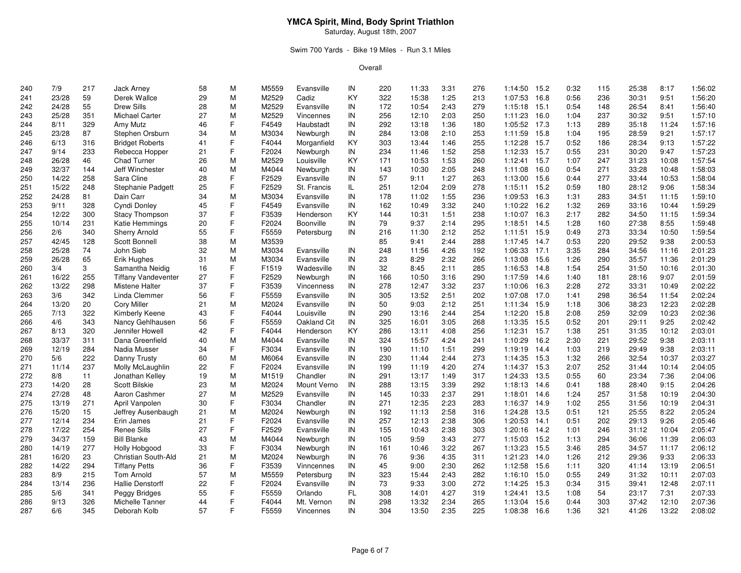# YMCA Spirit, Mind, Body Sprint Triathlon

Saturday, August 18th, 2007

Swim 700 Yards - Bike 19 Miles - Run 3.1 Miles

Overall

| | | | | | | | | | | | | | | | | | | | | | |
|---|---|---|---|---|---|---|---|---|---|---|---|---|---|---|---|---|---|---|---|---|---|
| 240 | 7/9 | 217 | Jack Arney | 58 | M | M5559 | Evansville | IN | 220 | 11:33 | 3:31 | 276 | 1:14:50 | 15.2 | 0:32 | 115 | 25:38 | 8:17 | 1:56:02 |
| 241 | 23/28 | 59 | Derek Wallce | 29 | M | M2529 | Cadiz | KY | 322 | 15:38 | 1:25 | 213 | 1:07:53 | 16.8 | 0:56 | 236 | 30:31 | 9:51 | 1:56:20 |
| 242 | 24/28 | 55 | Drew Sills | 28 | M | M2529 | Evansville | IN | 172 | 10:54 | 2:43 | 279 | 1:15:18 | 15.1 | 0:54 | 148 | 26:54 | 8:41 | 1:56:40 |
| 243 | 25/28 | 351 | Michael Carter | 27 | M | M2529 | Vincennes | IN | 256 | 12:10 | 2:03 | 250 | 1:11:23 | 16.0 | 1:04 | 237 | 30:32 | 9:51 | 1:57:10 |
| 244 | 8/11 | 329 | Amy Mutz | 46 | F | F4549 | Haubstadt | IN | 292 | 13:18 | 1:36 | 180 | 1:05:52 | 17.3 | 1:13 | 289 | 35:18 | 11:24 | 1:57:16 |
| 245 | 23/28 | 87 | Stephen Orsburn | 34 | M | M3034 | Newburgh | IN | 284 | 13:08 | 2:10 | 253 | 1:11:59 | 15.8 | 1:04 | 195 | 28:59 | 9:21 | 1:57:17 |
| 246 | 6/13 | 316 | Bridget Roberts | 41 | F | F4044 | Morganfield | KY | 303 | 13:44 | 1:46 | 255 | 1:12:28 | 15.7 | 0:52 | 186 | 28:34 | 9:13 | 1:57:22 |
| 247 | 9/14 | 233 | Rebecca Hopper | 21 | F | F2024 | Newburgh | IN | 234 | 11:46 | 1:52 | 258 | 1:12:33 | 15.7 | 0:55 | 231 | 30:20 | 9:47 | 1:57:23 |
| 248 | 26/28 | 46 | Chad Turner | 26 | M | M2529 | Louisville | KY | 171 | 10:53 | 1:53 | 260 | 1:12:41 | 15.7 | 1:07 | 247 | 31:23 | 10:08 | 1:57:54 |
| 249 | 32/37 | 144 | Jeff Winchester | 40 | M | M4044 | Newburgh | IN | 143 | 10:30 | 2:05 | 248 | 1:11:08 | 16.0 | 0:54 | 271 | 33:28 | 10:48 | 1:58:03 |
| 250 | 14/22 | 258 | Sara Cline | 28 | F | F2529 | Evansville | IN | 57 | 9:11 | 1:27 | 263 | 1:13:00 | 15.6 | 0:44 | 277 | 33:44 | 10:53 | 1:58:04 |
| 251 | 15/22 | 248 | Stephanie Padgett | 25 | F | F2529 | St. Francis | IL | 251 | 12:04 | 2:09 | 278 | 1:15:11 | 15.2 | 0:59 | 180 | 28:12 | 9:06 | 1:58:34 |
| 252 | 24/28 | 81 | Dain Carr | 34 | M | M3034 | Evansville | IN | 178 | 11:02 | 1:55 | 236 | 1:09:53 | 16.3 | 1:31 | 283 | 34:51 | 11:15 | 1:59:10 |
| 253 | 9/11 | 328 | Cyndi Donley | 45 | F | F4549 | Evansville | IN | 162 | 10:49 | 3:32 | 240 | 1:10:22 | 16.2 | 1:32 | 269 | 33:16 | 10:44 | 1:59:29 |
| 254 | 12/22 | 300 | Stacy Thompson | 37 | F | F3539 | Henderson | KY | 144 | 10:31 | 1:51 | 238 | 1:10:07 | 16.3 | 2:17 | 282 | 34:50 | 11:15 | 1:59:34 |
| 255 | 10/14 | 231 | Katie Hemmings | 20 | F | F2024 | Boonville | IN | 79 | 9:37 | 2:14 | 295 | 1:18:51 | 14.5 | 1:28 | 160 | 27:38 | 8:55 | 1:59:48 |
| 256 | 2/6 | 340 | Sherry Arnold | 55 | F | F5559 | Petersburg | IN | 216 | 11:30 | 2:12 | 252 | 1:11:51 | 15.9 | 0:49 | 273 | 33:34 | 10:50 | 1:59:54 |
| 257 | 42/45 | 128 | Scott Bonnell | 38 | M | M3539 | | | 85 | 9:41 | 2:44 | 288 | 1:17:45 | 14.7 | 0:53 | 220 | 29:52 | 9:38 | 2:00:53 |
| 258 | 25/28 | 74 | John Sieb | 32 | M | M3034 | Evansville | IN | 248 | 11:56 | 4:26 | 192 | 1:06:33 | 17.1 | 3:35 | 284 | 34:56 | 11:16 | 2:01:23 |
| 259 | 26/28 | 65 | Erik Hughes | 31 | M | M3034 | Evansville | IN | 23 | 8:29 | 2:32 | 266 | 1:13:08 | 15.6 | 1:26 | 290 | 35:57 | 11:36 | 2:01:29 |
| 260 | 3/4 | 3 | Samantha Neidig | 16 | F | F1519 | Wadesville | IN | 32 | 8:45 | 2:11 | 285 | 1:16:53 | 14.8 | 1:54 | 254 | 31:50 | 10:16 | 2:01:30 |
| 261 | 16/22 | 255 | Tiffany Vandeventer | 27 | F | F2529 | Newburgh | IN | 166 | 10:50 | 3:16 | 290 | 1:17:59 | 14.6 | 1:40 | 181 | 28:16 | 9:07 | 2:01:59 |
| 262 | 13/22 | 298 | Mistene Halter | 37 | F | F3539 | Vincenness | IN | 278 | 12:47 | 3:32 | 237 | 1:10:06 | 16.3 | 2:28 | 272 | 33:31 | 10:49 | 2:02:22 |
| 263 | 3/6 | 342 | Linda Clemmer | 56 | F | F5559 | Evansville | IN | 305 | 13:52 | 2:51 | 202 | 1:07:08 | 17.0 | 1:41 | 298 | 36:54 | 11:54 | 2:02:24 |
| 264 | 13/20 | 20 | Cory Miller | 21 | M | M2024 | Evansville | IN | 50 | 9:03 | 2:12 | 251 | 1:11:34 | 15.9 | 1:18 | 306 | 38:23 | 12:23 | 2:02:28 |
| 265 | 7/13 | 322 | Kimberly Keene | 43 | F | F4044 | Louisville | IN | 290 | 13:16 | 2:44 | 254 | 1:12:20 | 15.8 | 2:08 | 259 | 32:09 | 10:23 | 2:02:36 |
| 266 | 4/6 | 343 | Nancy Gehlhausen | 56 | F | F5559 | Oakland Cit | IN | 325 | 16:01 | 3:05 | 268 | 1:13:35 | 15.5 | 0:52 | 201 | 29:11 | 9:25 | 2:02:42 |
| 267 | 8/13 | 320 | Jennifer Howell | 42 | F | F4044 | Henderson | KY | 286 | 13:11 | 4:08 | 256 | 1:12:31 | 15.7 | 1:38 | 251 | 31:35 | 10:12 | 2:03:01 |
| 268 | 33/37 | 311 | Dana Greenfield | 40 | M | M4044 | Evansville | IN | 324 | 15:57 | 4:24 | 241 | 1:10:29 | 16.2 | 2:30 | 221 | 29:52 | 9:38 | 2:03:11 |
| 269 | 12/19 | 284 | Nadia Musser | 34 | F | F3034 | Evansville | IN | 190 | 11:10 | 1:51 | 299 | 1:19:19 | 14.4 | 1:03 | 219 | 29:49 | 9:38 | 2:03:11 |
| 270 | 5/6 | 222 | Danny Trusty | 60 | M | M6064 | Evansville | IN | 230 | 11:44 | 2:44 | 273 | 1:14:35 | 15.3 | 1:32 | 266 | 32:54 | 10:37 | 2:03:27 |
| 271 | 11/14 | 237 | Molly McLaughlin | 22 | F | F2024 | Evansville | IN | 199 | 11:19 | 4:20 | 274 | 1:14:37 | 15.3 | 2:07 | 252 | 31:44 | 10:14 | 2:04:05 |
| 272 | 8/8 | 11 | Jonathan Kelley | 19 | M | M1519 | Chandler | IN | 291 | 13:17 | 1:49 | 317 | 1:24:33 | 13.5 | 0:55 | 60 | 23:34 | 7:36 | 2:04:06 |
| 273 | 14/20 | 28 | Scott Bilskie | 23 | M | M2024 | Mount Verno | IN | 288 | 13:15 | 3:39 | 292 | 1:18:13 | 14.6 | 0:41 | 188 | 28:40 | 9:15 | 2:04:26 |
| 274 | 27/28 | 48 | Aaron Cashmer | 27 | M | M2529 | Evansville | IN | 145 | 10:33 | 2:37 | 291 | 1:18:01 | 14.6 | 1:24 | 257 | 31:58 | 10:19 | 2:04:30 |
| 275 | 13/19 | 271 | April Vanpolen | 30 | F | F3034 | Chandler | IN | 271 | 12:35 | 2:23 | 283 | 1:16:37 | 14.9 | 1:02 | 255 | 31:56 | 10:19 | 2:04:31 |
| 276 | 15/20 | 15 | Jeffrey Ausenbaugh | 21 | M | M2024 | Newburgh | IN | 192 | 11:13 | 2:58 | 316 | 1:24:28 | 13.5 | 0:51 | 121 | 25:55 | 8:22 | 2:05:24 |
| 277 | 12/14 | 234 | Erin James | 21 | F | F2024 | Evansville | IN | 257 | 12:13 | 2:38 | 306 | 1:20:53 | 14.1 | 0:51 | 202 | 29:13 | 9:26 | 2:05:46 |
| 278 | 17/22 | 254 | Renee Sills | 27 | F | F2529 | Evansville | IN | 155 | 10:43 | 2:38 | 303 | 1:20:16 | 14.2 | 1:01 | 246 | 31:12 | 10:04 | 2:05:47 |
| 279 | 34/37 | 159 | Bill Blanke | 43 | M | M4044 | Newburgh | IN | 105 | 9:59 | 3:43 | 277 | 1:15:03 | 15.2 | 1:13 | 294 | 36:06 | 11:39 | 2:06:03 |
| 280 | 14/19 | 277 | Holly Hobgood | 33 | F | F3034 | Newburgh | IN | 161 | 10:46 | 3:22 | 267 | 1:13:23 | 15.5 | 3:46 | 285 | 34:57 | 11:17 | 2:06:12 |
| 281 | 16/20 | 23 | Christian South-Ald | 21 | M | M2024 | Newburgh | IN | 76 | 9:36 | 4:35 | 311 | 1:21:23 | 14.0 | 1:26 | 212 | 29:36 | 9:33 | 2:06:33 |
| 282 | 14/22 | 294 | Tiffany Petts | 36 | F | F3539 | Vinncennes | IN | 45 | 9:00 | 2:30 | 262 | 1:12:58 | 15.6 | 1:11 | 320 | 41:14 | 13:19 | 2:06:51 |
| 283 | 8/9 | 215 | Tom Arnold | 57 | M | M5559 | Petersburg | IN | 323 | 15:44 | 2:43 | 282 | 1:16:10 | 15.0 | 0:55 | 249 | 31:32 | 10:11 | 2:07:03 |
| 284 | 13/14 | 236 | Hallie Denstorff | 22 | F | F2024 | Evansville | IN | 73 | 9:33 | 3:00 | 272 | 1:14:25 | 15.3 | 0:34 | 315 | 39:41 | 12:48 | 2:07:11 |
| 285 | 5/6 | 341 | Peggy Bridges | 55 | F | F5559 | Orlando | FL | 308 | 14:01 | 4:27 | 319 | 1:24:41 | 13.5 | 1:08 | 54 | 23:17 | 7:31 | 2:07:33 |
| 286 | 9/13 | 326 | Michelle Tanner | 44 | F | F4044 | Mt. Vernon | IN | 298 | 13:32 | 2:34 | 265 | 1:13:04 | 15.6 | 0:44 | 303 | 37:42 | 12:10 | 2:07:36 |
| 287 | 6/6 | 345 | Deborah Kolb | 57 | F | F5559 | Vincennes | IN | 304 | 13:50 | 2:35 | 225 | 1:08:38 | 16.6 | 1:36 | 321 | 41:26 | 13:22 | 2:08:02 |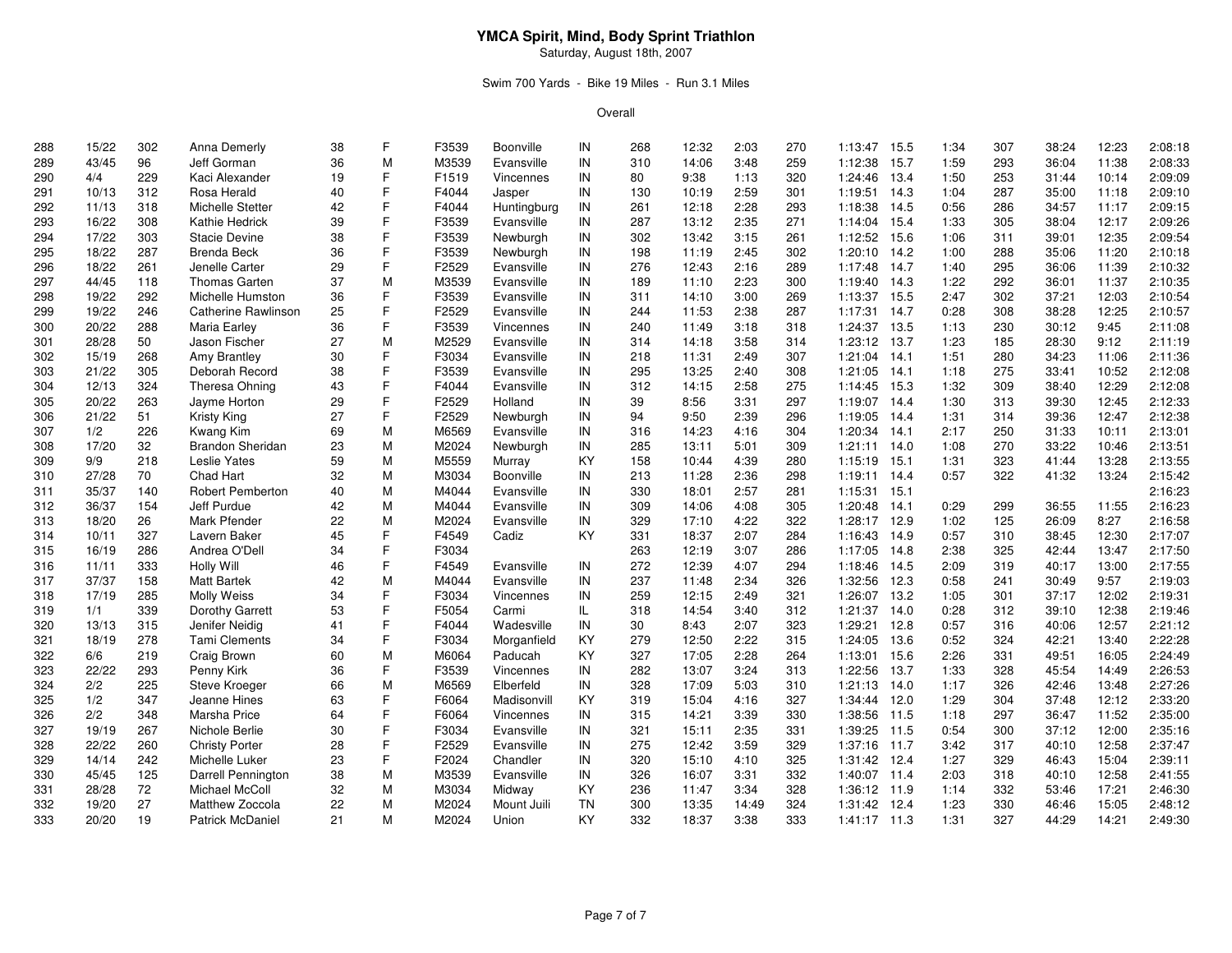# YMCA Spirit, Mind, Body Sprint Triathlon

Saturday, August 18th, 2007

Swim 700 Yards - Bike 19 Miles - Run 3.1 Miles

Overall

| | | | | | | | | | | | | | | | | | | | | |
|---|---|---|---|---|---|---|---|---|---|---|---|---|---|---|---|---|---|---|---|---|
| 288 | 15/22 | 302 | Anna Demerly | 38 | F | F3539 | Boonville | IN | 268 | 12:32 | 2:03 | 270 | 1:13:47 | 15.5 | 1:34 | 307 | 38:24 | 12:23 | 2:08:18 |
| 289 | 43/45 | 96 | Jeff Gorman | 36 | M | M3539 | Evansville | IN | 310 | 14:06 | 3:48 | 259 | 1:12:38 | 15.7 | 1:59 | 293 | 36:04 | 11:38 | 2:08:33 |
| 290 | 4/4 | 229 | Kaci Alexander | 19 | F | F1519 | Vincennes | IN | 80 | 9:38 | 1:13 | 320 | 1:24:46 | 13.4 | 1:50 | 253 | 31:44 | 10:14 | 2:09:09 |
| 291 | 10/13 | 312 | Rosa Herald | 40 | F | F4044 | Jasper | IN | 130 | 10:19 | 2:59 | 301 | 1:19:51 | 14.3 | 1:04 | 287 | 35:00 | 11:18 | 2:09:10 |
| 292 | 11/13 | 318 | Michelle Stetter | 42 | F | F4044 | Huntingburg | IN | 261 | 12:18 | 2:28 | 293 | 1:18:38 | 14.5 | 0:56 | 286 | 34:57 | 11:17 | 2:09:15 |
| 293 | 16/22 | 308 | Kathie Hedrick | 39 | F | F3539 | Evansville | IN | 287 | 13:12 | 2:35 | 271 | 1:14:04 | 15.4 | 1:33 | 305 | 38:04 | 12:17 | 2:09:26 |
| 294 | 17/22 | 303 | Stacie Devine | 38 | F | F3539 | Newburgh | IN | 302 | 13:42 | 3:15 | 261 | 1:12:52 | 15.6 | 1:06 | 311 | 39:01 | 12:35 | 2:09:54 |
| 295 | 18/22 | 287 | Brenda Beck | 36 | F | F3539 | Newburgh | IN | 198 | 11:19 | 2:45 | 302 | 1:20:10 | 14.2 | 1:00 | 288 | 35:06 | 11:20 | 2:10:18 |
| 296 | 18/22 | 261 | Jenelle Carter | 29 | F | F2529 | Evansville | IN | 276 | 12:43 | 2:16 | 289 | 1:17:48 | 14.7 | 1:40 | 295 | 36:06 | 11:39 | 2:10:32 |
| 297 | 44/45 | 118 | Thomas Garten | 37 | M | M3539 | Evansville | IN | 189 | 11:10 | 2:23 | 300 | 1:19:40 | 14.3 | 1:22 | 292 | 36:01 | 11:37 | 2:10:35 |
| 298 | 19/22 | 292 | Michelle Humston | 36 | F | F3539 | Evansville | IN | 311 | 14:10 | 3:00 | 269 | 1:13:37 | 15.5 | 2:47 | 302 | 37:21 | 12:03 | 2:10:54 |
| 299 | 19/22 | 246 | Catherine Rawlinson | 25 | F | F2529 | Evansville | IN | 244 | 11:53 | 2:38 | 287 | 1:17:31 | 14.7 | 0:28 | 308 | 38:28 | 12:25 | 2:10:57 |
| 300 | 20/22 | 288 | Maria Earley | 36 | F | F3539 | Vincennes | IN | 240 | 11:49 | 3:18 | 318 | 1:24:37 | 13.5 | 1:13 | 230 | 30:12 | 9:45 | 2:11:08 |
| 301 | 28/28 | 50 | Jason Fischer | 27 | M | M2529 | Evansville | IN | 314 | 14:18 | 3:58 | 314 | 1:23:12 | 13.7 | 1:23 | 185 | 28:30 | 9:12 | 2:11:19 |
| 302 | 15/19 | 268 | Amy Brantley | 30 | F | F3034 | Evansville | IN | 218 | 11:31 | 2:49 | 307 | 1:21:04 | 14.1 | 1:51 | 280 | 34:23 | 11:06 | 2:11:36 |
| 303 | 21/22 | 305 | Deborah Record | 38 | F | F3539 | Evansville | IN | 295 | 13:25 | 2:40 | 308 | 1:21:05 | 14.1 | 1:18 | 275 | 33:41 | 10:52 | 2:12:08 |
| 304 | 12/13 | 324 | Theresa Ohning | 43 | F | F4044 | Evansville | IN | 312 | 14:15 | 2:58 | 275 | 1:14:45 | 15.3 | 1:32 | 309 | 38:40 | 12:29 | 2:12:08 |
| 305 | 20/22 | 263 | Jayme Horton | 29 | F | F2529 | Holland | IN | 39 | 8:56 | 3:31 | 297 | 1:19:07 | 14.4 | 1:30 | 313 | 39:30 | 12:45 | 2:12:33 |
| 306 | 21/22 | 51 | Kristy King | 27 | F | F2529 | Newburgh | IN | 94 | 9:50 | 2:39 | 296 | 1:19:05 | 14.4 | 1:31 | 314 | 39:36 | 12:47 | 2:12:38 |
| 307 | 1/2 | 226 | Kwang Kim | 69 | M | M6569 | Evansville | IN | 316 | 14:23 | 4:16 | 304 | 1:20:34 | 14.1 | 2:17 | 250 | 31:33 | 10:11 | 2:13:01 |
| 308 | 17/20 | 32 | Brandon Sheridan | 23 | M | M2024 | Newburgh | IN | 285 | 13:11 | 5:01 | 309 | 1:21:11 | 14.0 | 1:08 | 270 | 33:22 | 10:46 | 2:13:51 |
| 309 | 9/9 | 218 | Leslie Yates | 59 | M | M5559 | Murray | KY | 158 | 10:44 | 4:39 | 280 | 1:15:19 | 15.1 | 1:31 | 323 | 41:44 | 13:28 | 2:13:55 |
| 310 | 27/28 | 70 | Chad Hart | 32 | M | M3034 | Boonville | IN | 213 | 11:28 | 2:36 | 298 | 1:19:11 | 14.4 | 0:57 | 322 | 41:32 | 13:24 | 2:15:42 |
| 311 | 35/37 | 140 | Robert Pemberton | 40 | M | M4044 | Evansville | IN | 330 | 18:01 | 2:57 | 281 | 1:15:31 | 15.1 | | | | | 2:16:23 |
| 312 | 36/37 | 154 | Jeff Purdue | 42 | M | M4044 | Evansville | IN | 309 | 14:06 | 4:08 | 305 | 1:20:48 | 14.1 | 0:29 | 299 | 36:55 | 11:55 | 2:16:23 |
| 313 | 18/20 | 26 | Mark Pfender | 22 | M | M2024 | Evansville | IN | 329 | 17:10 | 4:22 | 322 | 1:28:17 | 12.9 | 1:02 | 125 | 26:09 | 8:27 | 2:16:58 |
| 314 | 10/11 | 327 | Lavern Baker | 45 | F | F4549 | Cadiz | KY | 331 | 18:37 | 2:07 | 284 | 1:16:43 | 14.9 | 0:57 | 310 | 38:45 | 12:30 | 2:17:07 |
| 315 | 16/19 | 286 | Andrea O'Dell | 34 | F | F3034 | | | 263 | 12:19 | 3:07 | 286 | 1:17:05 | 14.8 | 2:38 | 325 | 42:44 | 13:47 | 2:17:50 |
| 316 | 11/11 | 333 | Holly Will | 46 | F | F4549 | Evansville | IN | 272 | 12:39 | 4:07 | 294 | 1:18:46 | 14.5 | 2:09 | 319 | 40:17 | 13:00 | 2:17:55 |
| 317 | 37/37 | 158 | Matt Bartek | 42 | M | M4044 | Evansville | IN | 237 | 11:48 | 2:34 | 326 | 1:32:56 | 12.3 | 0:58 | 241 | 30:49 | 9:57 | 2:19:03 |
| 318 | 17/19 | 285 | Molly Weiss | 34 | F | F3034 | Vincennes | IN | 259 | 12:15 | 2:49 | 321 | 1:26:07 | 13.2 | 1:05 | 301 | 37:17 | 12:02 | 2:19:31 |
| 319 | 1/1 | 339 | Dorothy Garrett | 53 | F | F5054 | Carmi | IL | 318 | 14:54 | 3:40 | 312 | 1:21:37 | 14.0 | 0:28 | 312 | 39:10 | 12:38 | 2:19:46 |
| 320 | 13/13 | 315 | Jenifer Neidig | 41 | F | F4044 | Wadesville | IN | 30 | 8:43 | 2:07 | 323 | 1:29:21 | 12.8 | 0:57 | 316 | 40:06 | 12:57 | 2:21:12 |
| 321 | 18/19 | 278 | Tami Clements | 34 | F | F3034 | Morganfield | KY | 279 | 12:50 | 2:22 | 315 | 1:24:05 | 13.6 | 0:52 | 324 | 42:21 | 13:40 | 2:22:28 |
| 322 | 6/6 | 219 | Craig Brown | 60 | M | M6064 | Paducah | KY | 327 | 17:05 | 2:28 | 264 | 1:13:01 | 15.6 | 2:26 | 331 | 49:51 | 16:05 | 2:24:49 |
| 323 | 22/22 | 293 | Penny Kirk | 36 | F | F3539 | Vincennes | IN | 282 | 13:07 | 3:24 | 313 | 1:22:56 | 13.7 | 1:33 | 328 | 45:54 | 14:49 | 2:26:53 |
| 324 | 2/2 | 225 | Steve Kroeger | 66 | M | M6569 | Elberfeld | IN | 328 | 17:09 | 5:03 | 310 | 1:21:13 | 14.0 | 1:17 | 326 | 42:46 | 13:48 | 2:27:26 |
| 325 | 1/2 | 347 | Jeanne Hines | 63 | F | F6064 | Madisonvill | KY | 319 | 15:04 | 4:16 | 327 | 1:34:44 | 12.0 | 1:29 | 304 | 37:48 | 12:12 | 2:33:20 |
| 326 | 2/2 | 348 | Marsha Price | 64 | F | F6064 | Vincennes | IN | 315 | 14:21 | 3:39 | 330 | 1:38:56 | 11.5 | 1:18 | 297 | 36:47 | 11:52 | 2:35:00 |
| 327 | 19/19 | 267 | Nichole Berlie | 30 | F | F3034 | Evansville | IN | 321 | 15:11 | 2:35 | 331 | 1:39:25 | 11.5 | 0:54 | 300 | 37:12 | 12:00 | 2:35:16 |
| 328 | 22/22 | 260 | Christy Porter | 28 | F | F2529 | Evansville | IN | 275 | 12:42 | 3:59 | 329 | 1:37:16 | 11.7 | 3:42 | 317 | 40:10 | 12:58 | 2:37:47 |
| 329 | 14/14 | 242 | Michelle Luker | 23 | F | F2024 | Chandler | IN | 320 | 15:10 | 4:10 | 325 | 1:31:42 | 12.4 | 1:27 | 329 | 46:43 | 15:04 | 2:39:11 |
| 330 | 45/45 | 125 | Darrell Pennington | 38 | M | M3539 | Evansville | IN | 326 | 16:07 | 3:31 | 332 | 1:40:07 | 11.4 | 2:03 | 318 | 40:10 | 12:58 | 2:41:55 |
| 331 | 28/28 | 72 | Michael McColl | 32 | M | M3034 | Midway | KY | 236 | 11:47 | 3:34 | 328 | 1:36:12 | 11.9 | 1:14 | 332 | 53:46 | 17:21 | 2:46:30 |
| 332 | 19/20 | 27 | Matthew Zoccola | 22 | M | M2024 | Mount Juili | TN | 300 | 13:35 | 14:49 | 324 | 1:31:42 | 12.4 | 1:23 | 330 | 46:46 | 15:05 | 2:48:12 |
| 333 | 20/20 | 19 | Patrick McDaniel | 21 | M | M2024 | Union | KY | 332 | 18:37 | 3:38 | 333 | 1:41:17 | 11.3 | 1:31 | 327 | 44:29 | 14:21 | 2:49:30 |